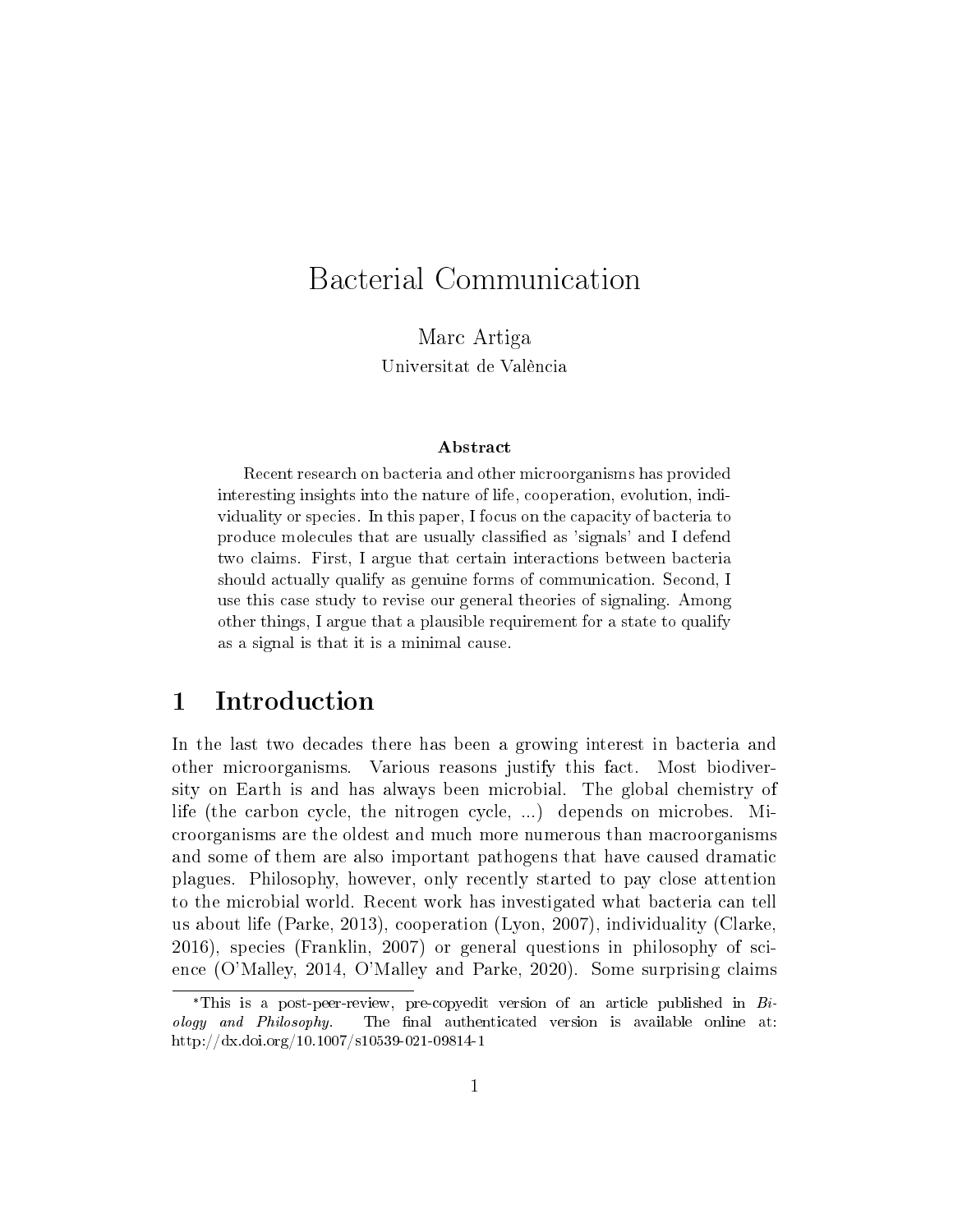# Bacterial Communication

Marc Artiga
Universitat de València

**Abstract**

Recent research on bacteria and other microorganisms has provided interesting insights into the nature of life, cooperation, evolution, individuality or species. In this paper, I focus on the capacity of bacteria to produce molecules that are usually classified as 'signals' and I defend two claims. First, I argue that certain interactions between bacteria should actually qualify as genuine forms of communication. Second, I use this case study to revise our general theories of signaling. Among other things, I argue that a plausible requirement for a state to qualify as a signal is that it is a minimal cause.

## 1 Introduction

In the last two decades there has been a growing interest in bacteria and other microorganisms. Various reasons justify this fact. Most biodiversity on Earth is and has always been microbial. The global chemistry of life (the carbon cycle, the nitrogen cycle, ...) depends on microbes. Microorganisms are the oldest and much more numerous than macroorganisms and some of them are also important pathogens that have caused dramatic plagues. Philosophy, however, only recently started to pay close attention to the microbial world. Recent work has investigated what bacteria can tell us about life (Parke, 2013), cooperation (Lyon, 2007), individuality (Clarke, 2016), species (Franklin, 2007) or general questions in philosophy of science (O'Malley, 2014, O'Malley and Parke, 2020). Some surprising claims

*This is a post-peer-review, pre-copyedit version of an article published in *Biology and Philosophy*. The final authenticated version is available online at: http://dx.doi.org/10.1007/s10539-021-09814-1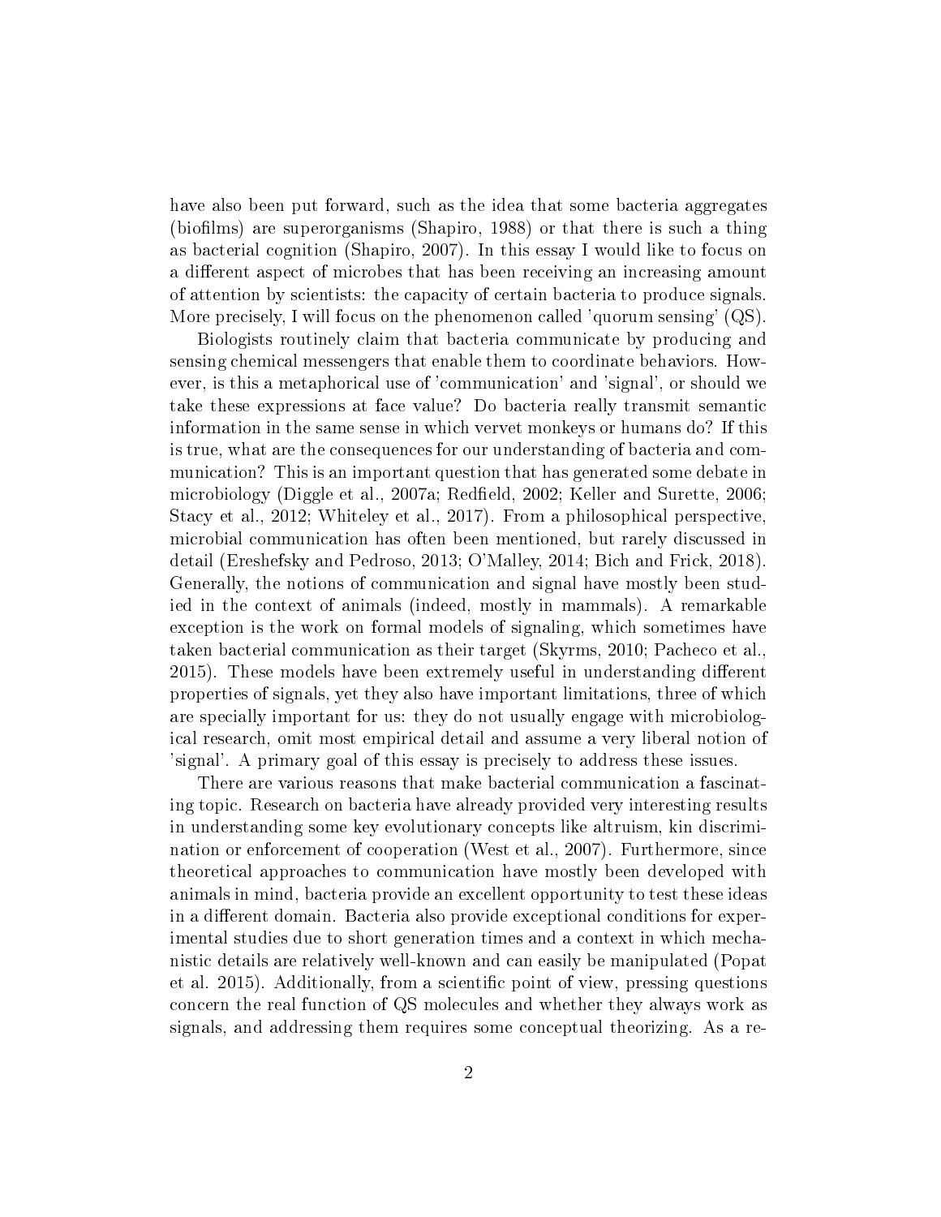have also been put forward, such as the idea that some bacteria aggregates (biofilms) are superorganisms (Shapiro, 1988) or that there is such a thing as bacterial cognition (Shapiro, 2007). In this essay I would like to focus on a different aspect of microbes that has been receiving an increasing amount of attention by scientists: the capacity of certain bacteria to produce signals. More precisely, I will focus on the phenomenon called 'quorum sensing' (QS).

Biologists routinely claim that bacteria communicate by producing and sensing chemical messengers that enable them to coordinate behaviors. However, is this a metaphorical use of 'communication' and 'signal', or should we take these expressions at face value? Do bacteria really transmit semantic information in the same sense in which vervet monkeys or humans do? If this is true, what are the consequences for our understanding of bacteria and communication? This is an important question that has generated some debate in microbiology (Diggle et al., 2007a; Redfield, 2002; Keller and Surette, 2006; Stacy et al., 2012; Whiteley et al., 2017). From a philosophical perspective, microbial communication has often been mentioned, but rarely discussed in detail (Ereshefsky and Pedroso, 2013; O'Malley, 2014; Bich and Frick, 2018). Generally, the notions of communication and signal have mostly been studied in the context of animals (indeed, mostly in mammals). A remarkable exception is the work on formal models of signaling, which sometimes have taken bacterial communication as their target (Skyrms, 2010; Pacheco et al., 2015). These models have been extremely useful in understanding different properties of signals, yet they also have important limitations, three of which are specially important for us: they do not usually engage with microbiological research, omit most empirical detail and assume a very liberal notion of 'signal'. A primary goal of this essay is precisely to address these issues.

There are various reasons that make bacterial communication a fascinating topic. Research on bacteria have already provided very interesting results in understanding some key evolutionary concepts like altruism, kin discrimination or enforcement of cooperation (West et al., 2007). Furthermore, since theoretical approaches to communication have mostly been developed with animals in mind, bacteria provide an excellent opportunity to test these ideas in a different domain. Bacteria also provide exceptional conditions for experimental studies due to short generation times and a context in which mechanistic details are relatively well-known and can easily be manipulated (Popat et al. 2015). Additionally, from a scientific point of view, pressing questions concern the real function of QS molecules and whether they always work as signals, and addressing them requires some conceptual theorizing. As a re-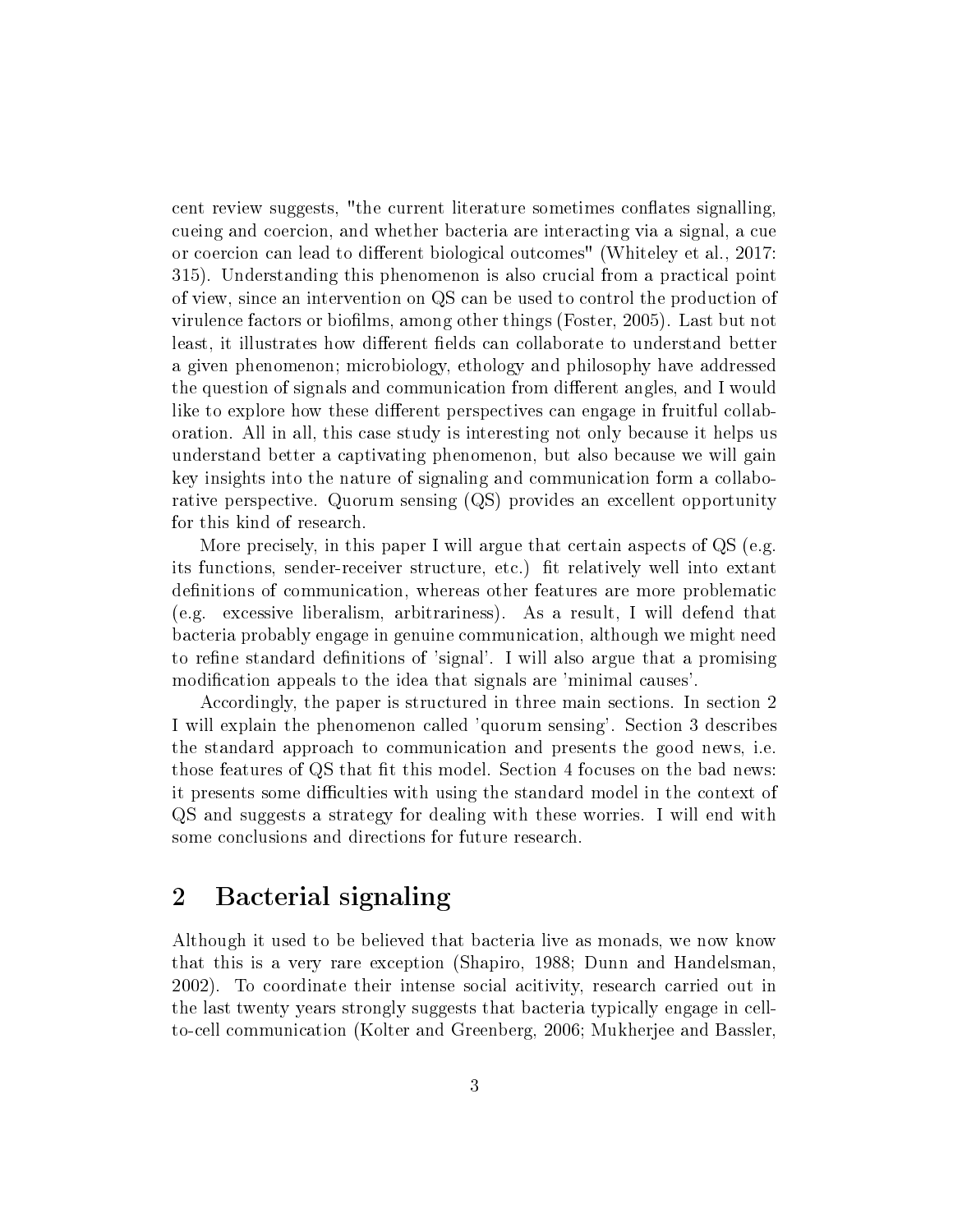cent review suggests, "the current literature sometimes conflates signalling, cueing and coercion, and whether bacteria are interacting via a signal, a cue or coercion can lead to different biological outcomes" (Whiteley et al., 2017: 315). Understanding this phenomenon is also crucial from a practical point of view, since an intervention on QS can be used to control the production of virulence factors or biofilms, among other things (Foster, 2005). Last but not least, it illustrates how different fields can collaborate to understand better a given phenomenon; microbiology, ethology and philosophy have addressed the question of signals and communication from different angles, and I would like to explore how these different perspectives can engage in fruitful collaboration. All in all, this case study is interesting not only because it helps us understand better a captivating phenomenon, but also because we will gain key insights into the nature of signaling and communication form a collaborative perspective. Quorum sensing (QS) provides an excellent opportunity for this kind of research.

More precisely, in this paper I will argue that certain aspects of QS (e.g. its functions, sender-receiver structure, etc.) fit relatively well into extant definitions of communication, whereas other features are more problematic (e.g. excessive liberalism, arbitrariness). As a result, I will defend that bacteria probably engage in genuine communication, although we might need to refine standard definitions of 'signal'. I will also argue that a promising modification appeals to the idea that signals are 'minimal causes'.

Accordingly, the paper is structured in three main sections. In section 2 I will explain the phenomenon called 'quorum sensing'. Section 3 describes the standard approach to communication and presents the good news, i.e. those features of QS that fit this model. Section 4 focuses on the bad news: it presents some difficulties with using the standard model in the context of QS and suggests a strategy for dealing with these worries. I will end with some conclusions and directions for future research.

## 2 Bacterial signaling

Although it used to be believed that bacteria live as monads, we now know that this is a very rare exception (Shapiro, 1988; Dunn and Handelsman, 2002). To coordinate their intense social acitivity, research carried out in the last twenty years strongly suggests that bacteria typically engage in cell-to-cell communication (Kolter and Greenberg, 2006; Mukherjee and Bassler,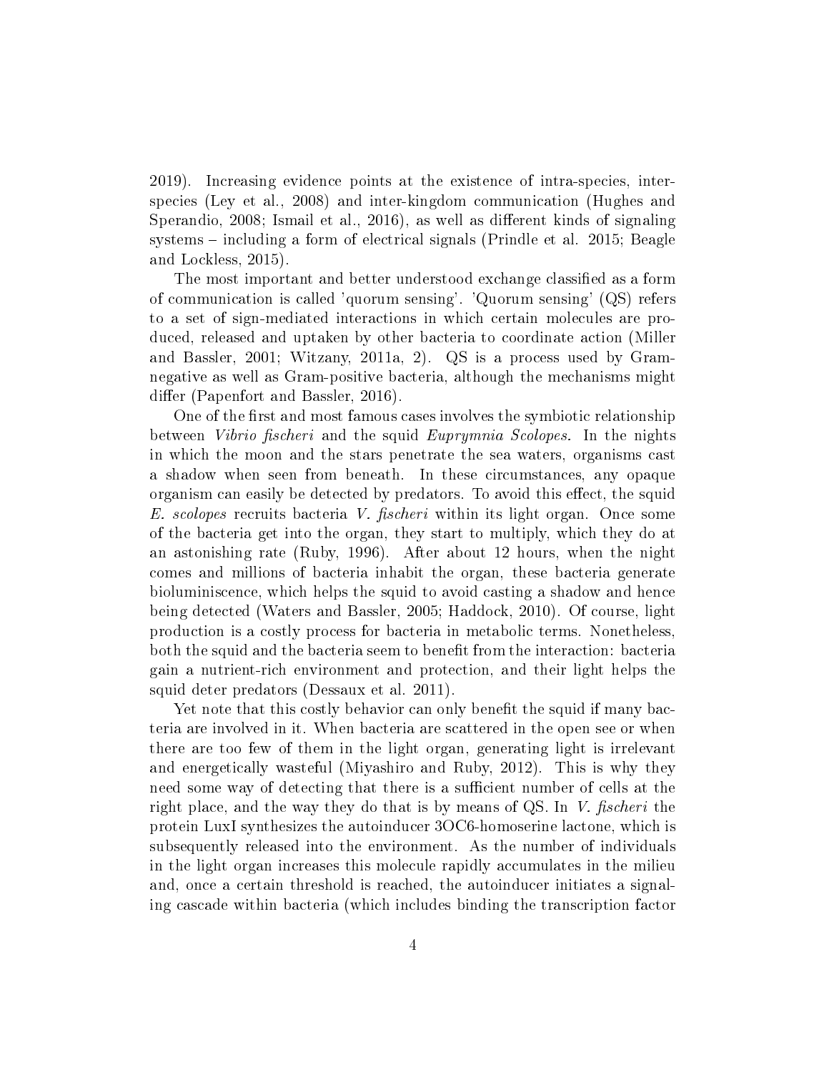2019). Increasing evidence points at the existence of intra-species, inter-species (Ley et al., 2008) and inter-kingdom communication (Hughes and Sperandio, 2008; Ismail et al., 2016), as well as different kinds of signaling systems – including a form of electrical signals (Prindle et al. 2015; Beagle and Lockless, 2015).

The most important and better understood exchange classified as a form of communication is called 'quorum sensing'. 'Quorum sensing' (QS) refers to a set of sign-mediated interactions in which certain molecules are produced, released and uptaken by other bacteria to coordinate action (Miller and Bassler, 2001; Witzany, 2011a, 2). QS is a process used by Gram-negative as well as Gram-positive bacteria, although the mechanisms might differ (Papenfort and Bassler, 2016).

One of the first and most famous cases involves the symbiotic relationship between *Vibrio fischeri* and the squid *Euprymnia Scolopes.* In the nights in which the moon and the stars penetrate the sea waters, organisms cast a shadow when seen from beneath. In these circumstances, any opaque organism can easily be detected by predators. To avoid this effect, the squid *E. scolopes* recruits bacteria *V. fischeri* within its light organ. Once some of the bacteria get into the organ, they start to multiply, which they do at an astonishing rate (Ruby, 1996). After about 12 hours, when the night comes and millions of bacteria inhabit the organ, these bacteria generate bioluminiscence, which helps the squid to avoid casting a shadow and hence being detected (Waters and Bassler, 2005; Haddock, 2010). Of course, light production is a costly process for bacteria in metabolic terms. Nonetheless, both the squid and the bacteria seem to benefit from the interaction: bacteria gain a nutrient-rich environment and protection, and their light helps the squid deter predators (Dessaux et al. 2011).

Yet note that this costly behavior can only benefit the squid if many bacteria are involved in it. When bacteria are scattered in the open see or when there are too few of them in the light organ, generating light is irrelevant and energetically wasteful (Miyashiro and Ruby, 2012). This is why they need some way of detecting that there is a sufficient number of cells at the right place, and the way they do that is by means of QS. In *V. fischeri* the protein LuxI synthesizes the autoinducer 3OC6-homoserine lactone, which is subsequently released into the environment. As the number of individuals in the light organ increases this molecule rapidly accumulates in the milieu and, once a certain threshold is reached, the autoinducer initiates a signaling cascade within bacteria (which includes binding the transcription factor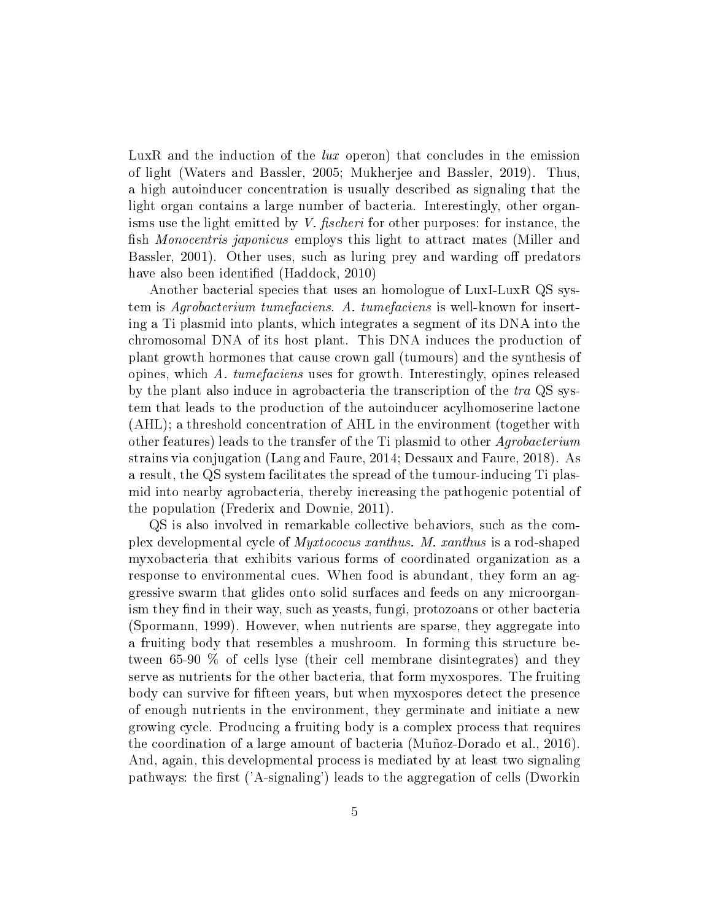LuxR and the induction of the *lux* operon) that concludes in the emission of light (Waters and Bassler, 2005; Mukherjee and Bassler, 2019). Thus, a high autoinducer concentration is usually described as signaling that the light organ contains a large number of bacteria. Interestingly, other organisms use the light emitted by *V. fischeri* for other purposes: for instance, the fish *Monocentris japonicus* employs this light to attract mates (Miller and Bassler, 2001). Other uses, such as luring prey and warding off predators have also been identified (Haddock, 2010)

Another bacterial species that uses an homologue of LuxI-LuxR QS system is *Agrobacterium tumefaciens*. *A. tumefaciens* is well-known for inserting a Ti plasmid into plants, which integrates a segment of its DNA into the chromosomal DNA of its host plant. This DNA induces the production of plant growth hormones that cause crown gall (tumours) and the synthesis of opines, which *A. tumefaciens* uses for growth. Interestingly, opines released by the plant also induce in agrobacteria the transcription of the *tra* QS system that leads to the production of the autoinducer acylhomoserine lactone (AHL); a threshold concentration of AHL in the environment (together with other features) leads to the transfer of the Ti plasmid to other *Agrobacterium* strains via conjugation (Lang and Faure, 2014; Dessaux and Faure, 2018). As a result, the QS system facilitates the spread of the tumour-inducing Ti plasmid into nearby agrobacteria, thereby increasing the pathogenic potential of the population (Frederix and Downie, 2011).

QS is also involved in remarkable collective behaviors, such as the complex developmental cycle of *Myxtococus xanthus. M. xanthus* is a rod-shaped myxobacteria that exhibits various forms of coordinated organization as a response to environmental cues. When food is abundant, they form an aggressive swarm that glides onto solid surfaces and feeds on any microorganism they find in their way, such as yeasts, fungi, protozoans or other bacteria (Spormann, 1999). However, when nutrients are sparse, they aggregate into a fruiting body that resembles a mushroom. In forming this structure between 65-90 % of cells lyse (their cell membrane disintegrates) and they serve as nutrients for the other bacteria, that form myxospores. The fruiting body can survive for fifteen years, but when myxospores detect the presence of enough nutrients in the environment, they germinate and initiate a new growing cycle. Producing a fruiting body is a complex process that requires the coordination of a large amount of bacteria (Muñoz-Dorado et al., 2016). And, again, this developmental process is mediated by at least two signaling pathways: the first ('A-signaling') leads to the aggregation of cells (Dworkin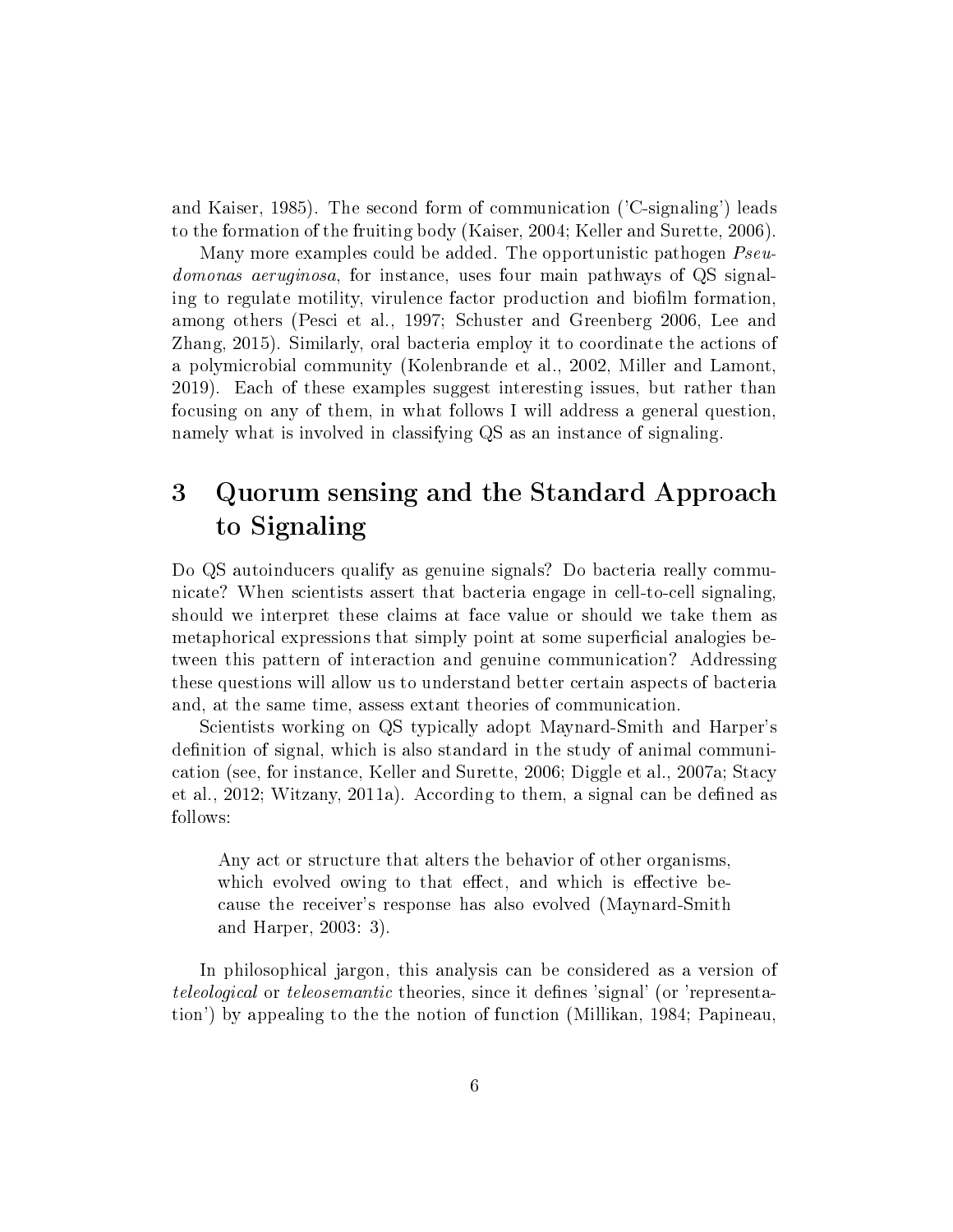and Kaiser, 1985). The second form of communication ('C-signaling') leads to the formation of the fruiting body (Kaiser, 2004; Keller and Surette, 2006).

Many more examples could be added. The opportunistic pathogen *Pseudomonas aeruginosa*, for instance, uses four main pathways of QS signaling to regulate motility, virulence factor production and biofilm formation, among others (Pesci et al., 1997; Schuster and Greenberg 2006, Lee and Zhang, 2015). Similarly, oral bacteria employ it to coordinate the actions of a polymicrobial community (Kolenbrande et al., 2002, Miller and Lamont, 2019). Each of these examples suggest interesting issues, but rather than focusing on any of them, in what follows I will address a general question, namely what is involved in classifying QS as an instance of signaling.

# 3 Quorum sensing and the Standard Approach to Signaling

Do QS autoinducers qualify as genuine signals? Do bacteria really communicate? When scientists assert that bacteria engage in cell-to-cell signaling, should we interpret these claims at face value or should we take them as metaphorical expressions that simply point at some superficial analogies between this pattern of interaction and genuine communication? Addressing these questions will allow us to understand better certain aspects of bacteria and, at the same time, assess extant theories of communication.

Scientists working on QS typically adopt Maynard-Smith and Harper's definition of signal, which is also standard in the study of animal communication (see, for instance, Keller and Surette, 2006; Diggle et al., 2007a; Stacy et al., 2012; Witzany, 2011a). According to them, a signal can be defined as follows:

> Any act or structure that alters the behavior of other organisms, which evolved owing to that effect, and which is effective because the receiver's response has also evolved (Maynard-Smith and Harper, 2003: 3).

In philosophical jargon, this analysis can be considered as a version of *teleological* or *teleosemantic* theories, since it defines 'signal' (or 'representation') by appealing to the the notion of function (Millikan, 1984; Papineau,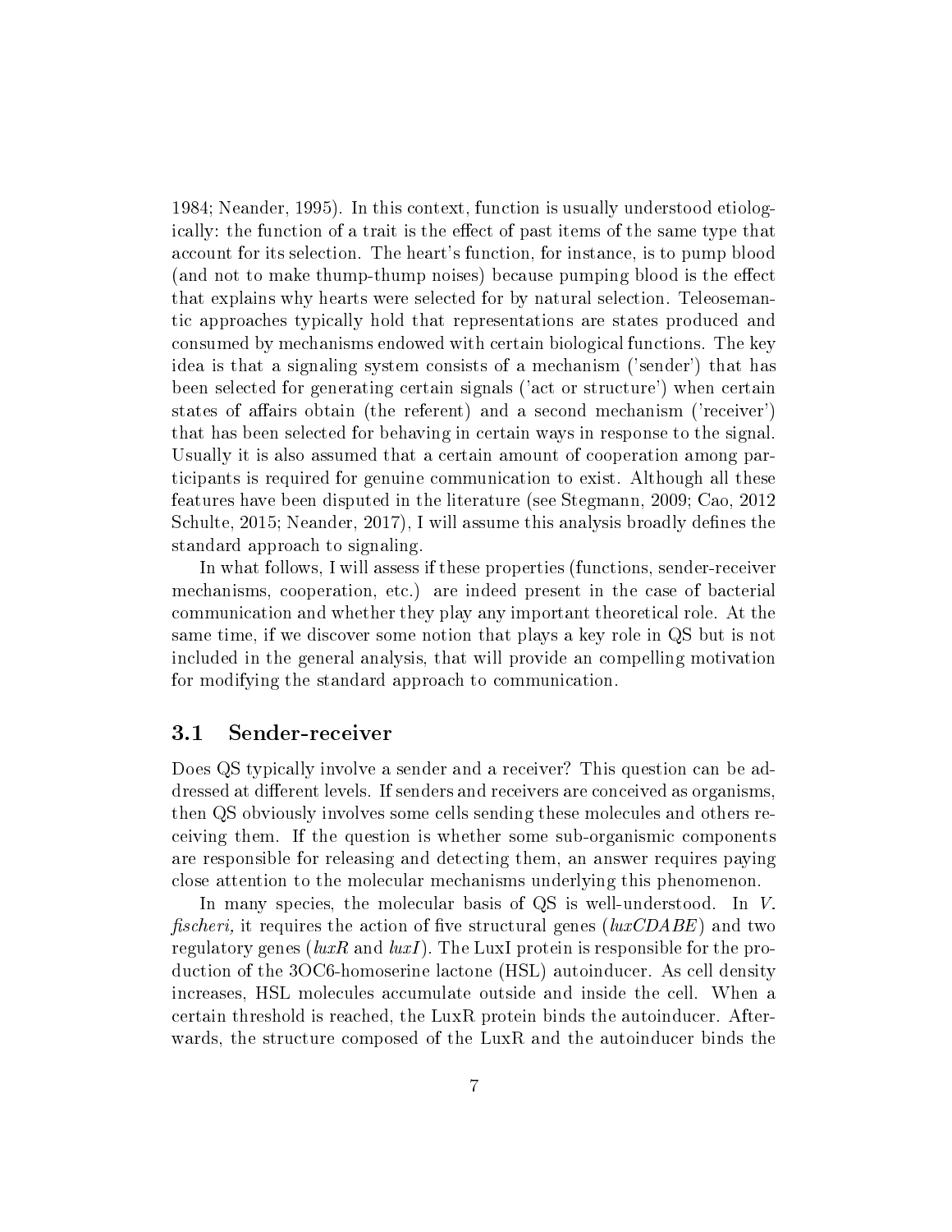1984; Neander, 1995). In this context, function is usually understood etiologically: the function of a trait is the effect of past items of the same type that account for its selection. The heart's function, for instance, is to pump blood (and not to make thump-thump noises) because pumping blood is the effect that explains why hearts were selected for by natural selection. Teleosemantic approaches typically hold that representations are states produced and consumed by mechanisms endowed with certain biological functions. The key idea is that a signaling system consists of a mechanism ('sender') that has been selected for generating certain signals ('act or structure') when certain states of affairs obtain (the referent) and a second mechanism ('receiver') that has been selected for behaving in certain ways in response to the signal. Usually it is also assumed that a certain amount of cooperation among participants is required for genuine communication to exist. Although all these features have been disputed in the literature (see Stegmann, 2009; Cao, 2012 Schulte, 2015; Neander, 2017), I will assume this analysis broadly defines the standard approach to signaling.

In what follows, I will assess if these properties (functions, sender-receiver mechanisms, cooperation, etc.) are indeed present in the case of bacterial communication and whether they play any important theoretical role. At the same time, if we discover some notion that plays a key role in QS but is not included in the general analysis, that will provide an compelling motivation for modifying the standard approach to communication.

### 3.1 Sender-receiver

Does QS typically involve a sender and a receiver? This question can be addressed at different levels. If senders and receivers are conceived as organisms, then QS obviously involves some cells sending these molecules and others receiving them. If the question is whether some sub-organismic components are responsible for releasing and detecting them, an answer requires paying close attention to the molecular mechanisms underlying this phenomenon.

In many species, the molecular basis of QS is well-understood. In *V. fischeri,* it requires the action of five structural genes (*luxCDABE*) and two regulatory genes (*luxR* and *luxI*). The LuxI protein is responsible for the production of the 3OC6-homoserine lactone (HSL) autoinducer. As cell density increases, HSL molecules accumulate outside and inside the cell. When a certain threshold is reached, the LuxR protein binds the autoinducer. Afterwards, the structure composed of the LuxR and the autoinducer binds the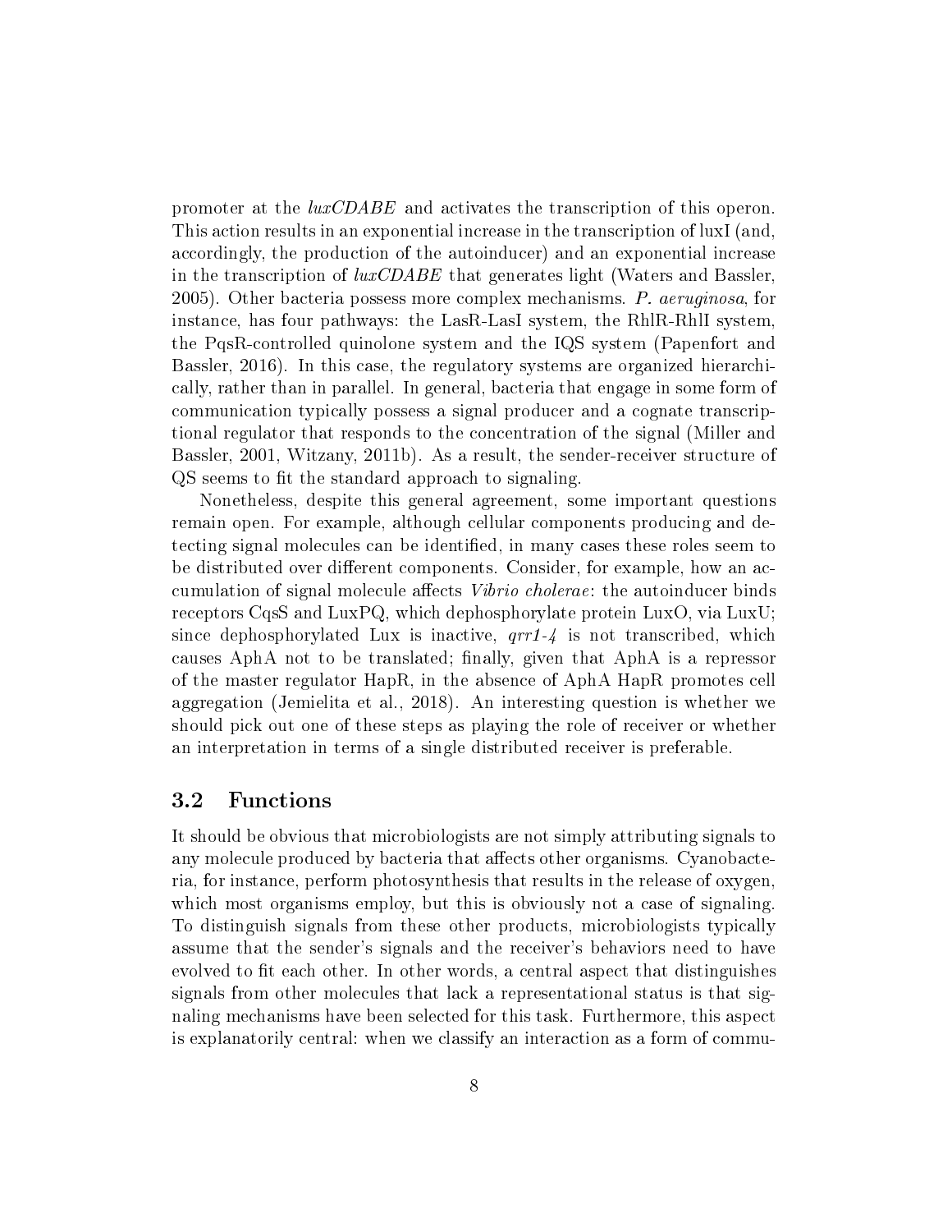promoter at the *luxCDABE* and activates the transcription of this operon. This action results in an exponential increase in the transcription of luxI (and, accordingly, the production of the autoinducer) and an exponential increase in the transcription of *luxCDABE* that generates light (Waters and Bassler, 2005). Other bacteria possess more complex mechanisms. *P. aeruginosa*, for instance, has four pathways: the LasR-LasI system, the RhlR-RhlI system, the PqsR-controlled quinolone system and the IQS system (Papenfort and Bassler, 2016). In this case, the regulatory systems are organized hierarchically, rather than in parallel. In general, bacteria that engage in some form of communication typically possess a signal producer and a cognate transcriptional regulator that responds to the concentration of the signal (Miller and Bassler, 2001, Witzany, 2011b). As a result, the sender-receiver structure of QS seems to fit the standard approach to signaling.

Nonetheless, despite this general agreement, some important questions remain open. For example, although cellular components producing and detecting signal molecules can be identified, in many cases these roles seem to be distributed over different components. Consider, for example, how an accumulation of signal molecule affects *Vibrio cholerae*: the autoinducer binds receptors CqsS and LuxPQ, which dephosphorylate protein LuxO, via LuxU; since dephosphorylated Lux is inactive, *qrr1-4* is not transcribed, which causes AphA not to be translated; finally, given that AphA is a repressor of the master regulator HapR, in the absence of AphA HapR promotes cell aggregation (Jemielita et al., 2018). An interesting question is whether we should pick out one of these steps as playing the role of receiver or whether an interpretation in terms of a single distributed receiver is preferable.

## 3.2 Functions

It should be obvious that microbiologists are not simply attributing signals to any molecule produced by bacteria that affects other organisms. Cyanobacteria, for instance, perform photosynthesis that results in the release of oxygen, which most organisms employ, but this is obviously not a case of signaling. To distinguish signals from these other products, microbiologists typically assume that the sender's signals and the receiver's behaviors need to have evolved to fit each other. In other words, a central aspect that distinguishes signals from other molecules that lack a representational status is that signaling mechanisms have been selected for this task. Furthermore, this aspect is explanatorily central: when we classify an interaction as a form of commu-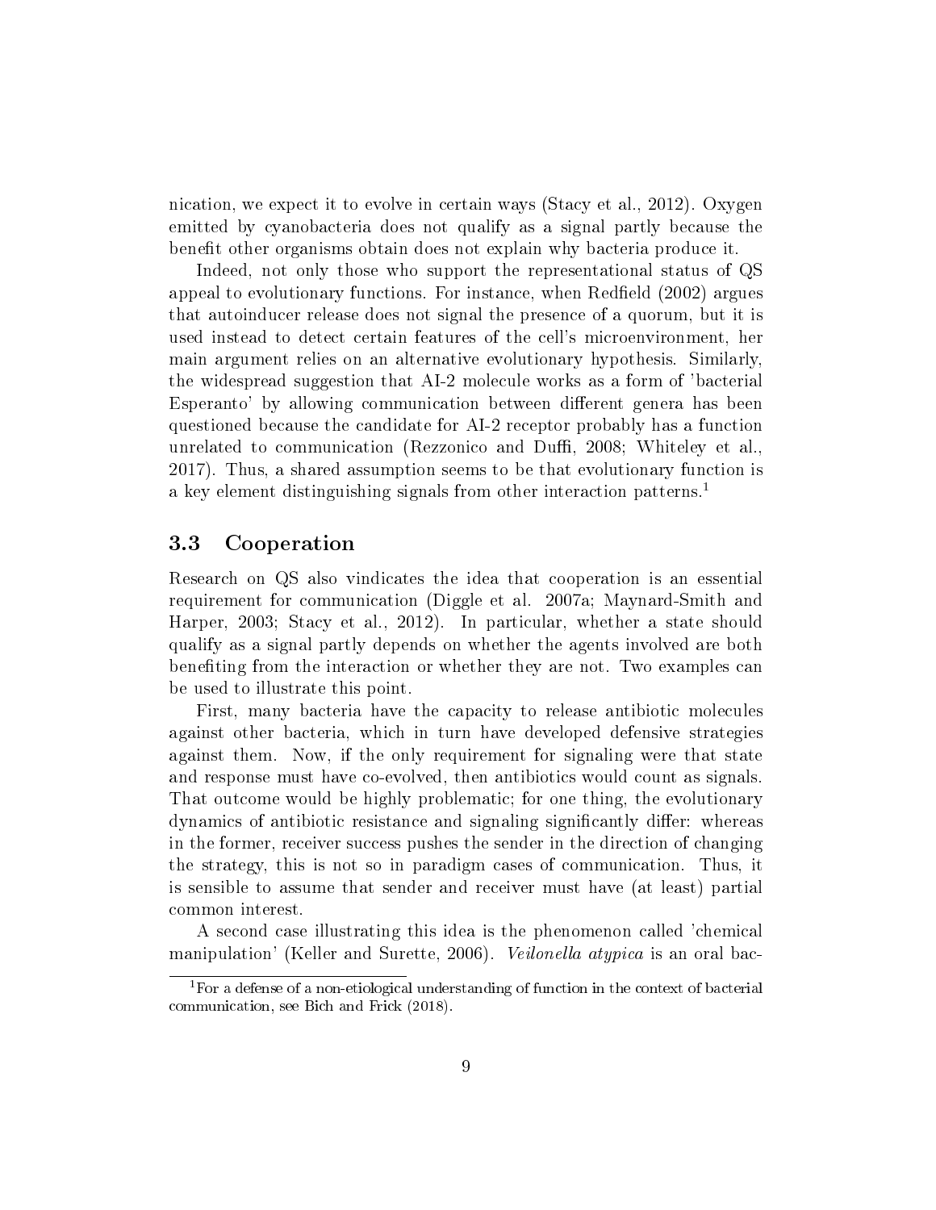nication, we expect it to evolve in certain ways (Stacy et al., 2012). Oxygen emitted by cyanobacteria does not qualify as a signal partly because the benefit other organisms obtain does not explain why bacteria produce it.

Indeed, not only those who support the representational status of QS appeal to evolutionary functions. For instance, when Redfield (2002) argues that autoinducer release does not signal the presence of a quorum, but it is used instead to detect certain features of the cell's microenvironment, her main argument relies on an alternative evolutionary hypothesis. Similarly, the widespread suggestion that AI-2 molecule works as a form of 'bacterial Esperanto' by allowing communication between different genera has been questioned because the candidate for AI-2 receptor probably has a function unrelated to communication (Rezzonico and Duffi, 2008; Whiteley et al., 2017). Thus, a shared assumption seems to be that evolutionary function is a key element distinguishing signals from other interaction patterns.[1]

### 3.3 Cooperation

Research on QS also vindicates the idea that cooperation is an essential requirement for communication (Diggle et al. 2007a; Maynard-Smith and Harper, 2003; Stacy et al., 2012). In particular, whether a state should qualify as a signal partly depends on whether the agents involved are both benefiting from the interaction or whether they are not. Two examples can be used to illustrate this point.

First, many bacteria have the capacity to release antibiotic molecules against other bacteria, which in turn have developed defensive strategies against them. Now, if the only requirement for signaling were that state and response must have co-evolved, then antibiotics would count as signals. That outcome would be highly problematic; for one thing, the evolutionary dynamics of antibiotic resistance and signaling significantly differ: whereas in the former, receiver success pushes the sender in the direction of changing the strategy, this is not so in paradigm cases of communication. Thus, it is sensible to assume that sender and receiver must have (at least) partial common interest.

A second case illustrating this idea is the phenomenon called 'chemical manipulation' (Keller and Surette, 2006). *Veilonella atypica* is an oral bac-

[1] For a defense of a non-etiological understanding of function in the context of bacterial communication, see Bich and Frick (2018).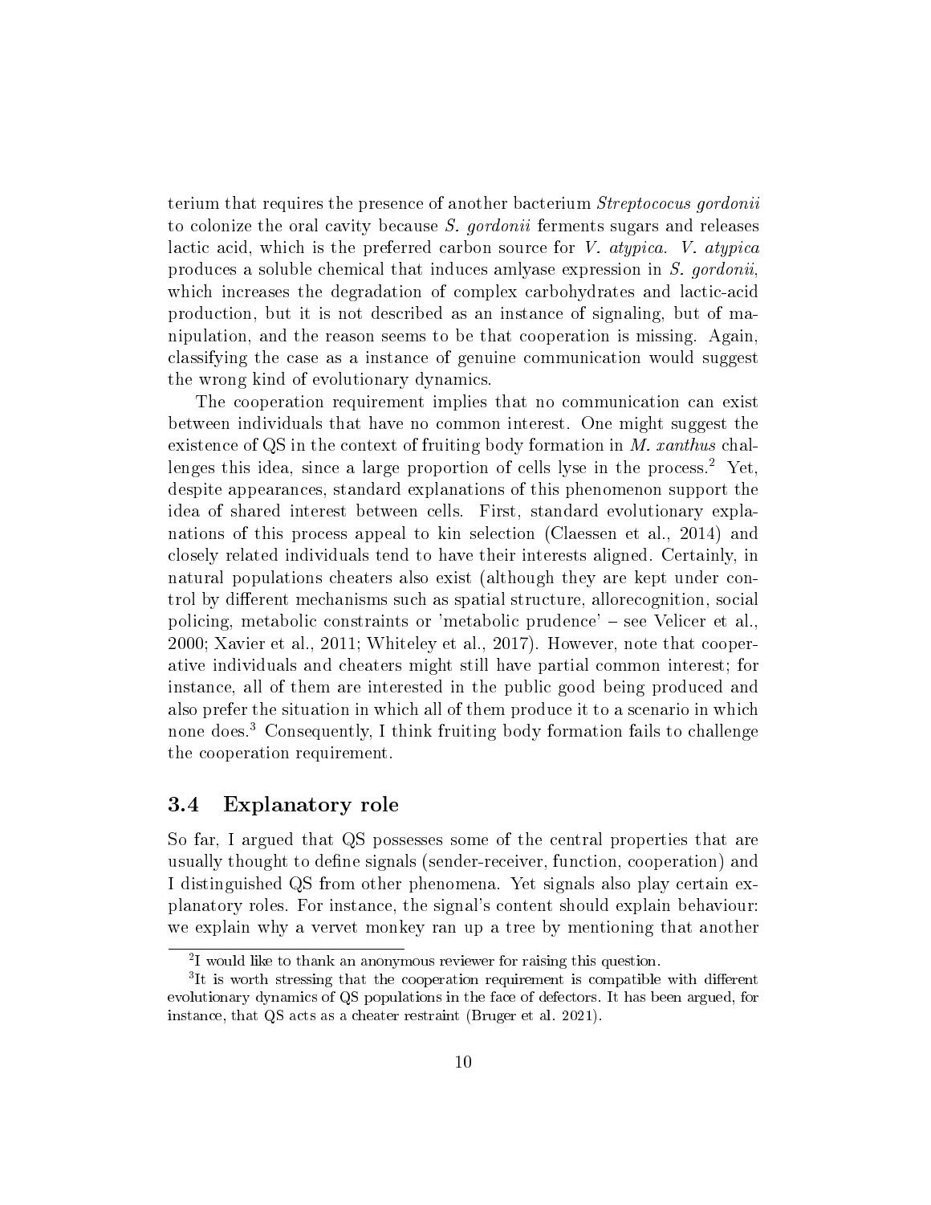terium that requires the presence of another bacterium *Streptococus gordonii* to colonize the oral cavity because *S. gordonii* ferments sugars and releases lactic acid, which is the preferred carbon source for *V. atypica*. *V. atypica* produces a soluble chemical that induces amlyase expression in *S. gordonii*, which increases the degradation of complex carbohydrates and lactic-acid production, but it is not described as an instance of signaling, but of manipulation, and the reason seems to be that cooperation is missing. Again, classifying the case as a instance of genuine communication would suggest the wrong kind of evolutionary dynamics.

The cooperation requirement implies that no communication can exist between individuals that have no common interest. One might suggest the existence of QS in the context of fruiting body formation in *M. xanthus* challenges this idea, since a large proportion of cells lyse in the process.[2] Yet, despite appearances, standard explanations of this phenomenon support the idea of shared interest between cells. First, standard evolutionary explanations of this process appeal to kin selection (Claessen et al., 2014) and closely related individuals tend to have their interests aligned. Certainly, in natural populations cheaters also exist (although they are kept under control by different mechanisms such as spatial structure, allorecognition, social policing, metabolic constraints or 'metabolic prudence' – see Velicer et al., 2000; Xavier et al., 2011; Whiteley et al., 2017). However, note that cooperative individuals and cheaters might still have partial common interest; for instance, all of them are interested in the public good being produced and also prefer the situation in which all of them produce it to a scenario in which none does.[3] Consequently, I think fruiting body formation fails to challenge the cooperation requirement.

### 3.4 Explanatory role

So far, I argued that QS possesses some of the central properties that are usually thought to define signals (sender-receiver, function, cooperation) and I distinguished QS from other phenomena. Yet signals also play certain explanatory roles. For instance, the signal's content should explain behaviour: we explain why a vervet monkey ran up a tree by mentioning that another

[2] I would like to thank an anonymous reviewer for raising this question.

[3] It is worth stressing that the cooperation requirement is compatible with different evolutionary dynamics of QS populations in the face of defectors. It has been argued, for instance, that QS acts as a cheater restraint (Bruger et al. 2021).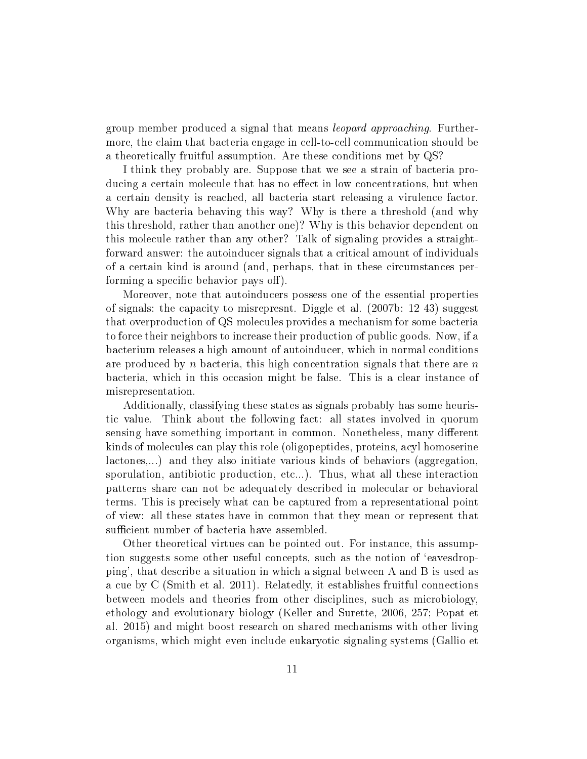group member produced a signal that means *leopard approaching*. Furthermore, the claim that bacteria engage in cell-to-cell communication should be a theoretically fruitful assumption. Are these conditions met by QS?

I think they probably are. Suppose that we see a strain of bacteria producing a certain molecule that has no effect in low concentrations, but when a certain density is reached, all bacteria start releasing a virulence factor. Why are bacteria behaving this way? Why is there a threshold (and why this threshold, rather than another one)? Why is this behavior dependent on this molecule rather than any other? Talk of signaling provides a straightforward answer: the autoinducer signals that a critical amount of individuals of a certain kind is around (and, perhaps, that in these circumstances performing a specific behavior pays off).

Moreover, note that autoinducers possess one of the essential properties of signals: the capacity to misrepresnt. Diggle et al. (2007b: 12 43) suggest that overproduction of QS molecules provides a mechanism for some bacteria to force their neighbors to increase their production of public goods. Now, if a bacterium releases a high amount of autoinducer, which in normal conditions are produced by $n$ bacteria, this high concentration signals that there are $n$ bacteria, which in this occasion might be false. This is a clear instance of misrepresentation.

Additionally, classifying these states as signals probably has some heuristic value. Think about the following fact: all states involved in quorum sensing have something important in common. Nonetheless, many different kinds of molecules can play this role (oligopeptides, proteins, acyl homoserine lactones,...) and they also initiate various kinds of behaviors (aggregation, sporulation, antibiotic production, etc...). Thus, what all these interaction patterns share can not be adequately described in molecular or behavioral terms. This is precisely what can be captured from a representational point of view: all these states have in common that they mean or represent that sufficient number of bacteria have assembled.

Other theoretical virtues can be pointed out. For instance, this assumption suggests some other useful concepts, such as the notion of 'eavesdropping', that describe a situation in which a signal between A and B is used as a cue by C (Smith et al. 2011). Relatedly, it establishes fruitful connections between models and theories from other disciplines, such as microbiology, ethology and evolutionary biology (Keller and Surette, 2006, 257; Popat et al. 2015) and might boost research on shared mechanisms with other living organisms, which might even include eukaryotic signaling systems (Gallio et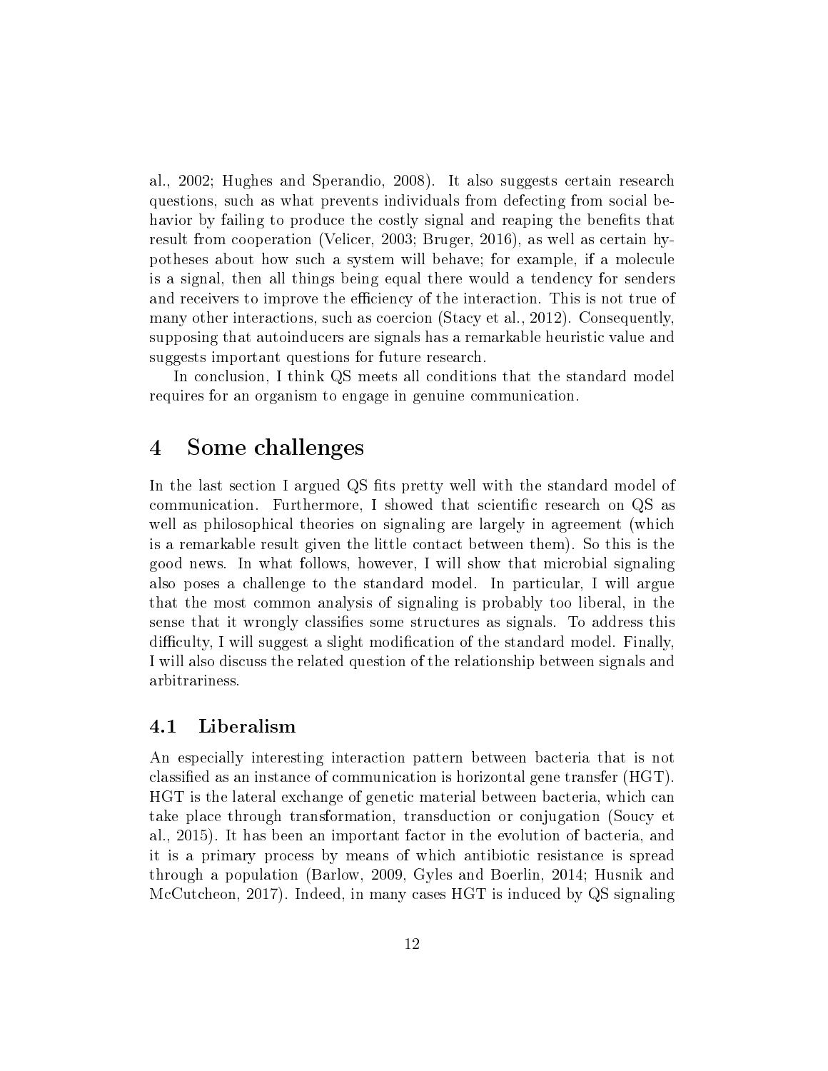al., 2002; Hughes and Sperandio, 2008). It also suggests certain research questions, such as what prevents individuals from defecting from social behavior by failing to produce the costly signal and reaping the benefits that result from cooperation (Velicer, 2003; Bruger, 2016), as well as certain hypotheses about how such a system will behave; for example, if a molecule is a signal, then all things being equal there would a tendency for senders and receivers to improve the efficiency of the interaction. This is not true of many other interactions, such as coercion (Stacy et al., 2012). Consequently, supposing that autoinducers are signals has a remarkable heuristic value and suggests important questions for future research.

In conclusion, I think QS meets all conditions that the standard model requires for an organism to engage in genuine communication.

# 4 Some challenges

In the last section I argued QS fits pretty well with the standard model of communication. Furthermore, I showed that scientific research on QS as well as philosophical theories on signaling are largely in agreement (which is a remarkable result given the little contact between them). So this is the good news. In what follows, however, I will show that microbial signaling also poses a challenge to the standard model. In particular, I will argue that the most common analysis of signaling is probably too liberal, in the sense that it wrongly classifies some structures as signals. To address this difficulty, I will suggest a slight modification of the standard model. Finally, I will also discuss the related question of the relationship between signals and arbitrariness.

## 4.1 Liberalism

An especially interesting interaction pattern between bacteria that is not classified as an instance of communication is horizontal gene transfer (HGT). HGT is the lateral exchange of genetic material between bacteria, which can take place through transformation, transduction or conjugation (Soucy et al., 2015). It has been an important factor in the evolution of bacteria, and it is a primary process by means of which antibiotic resistance is spread through a population (Barlow, 2009, Gyles and Boerlin, 2014; Husnik and McCutcheon, 2017). Indeed, in many cases HGT is induced by QS signaling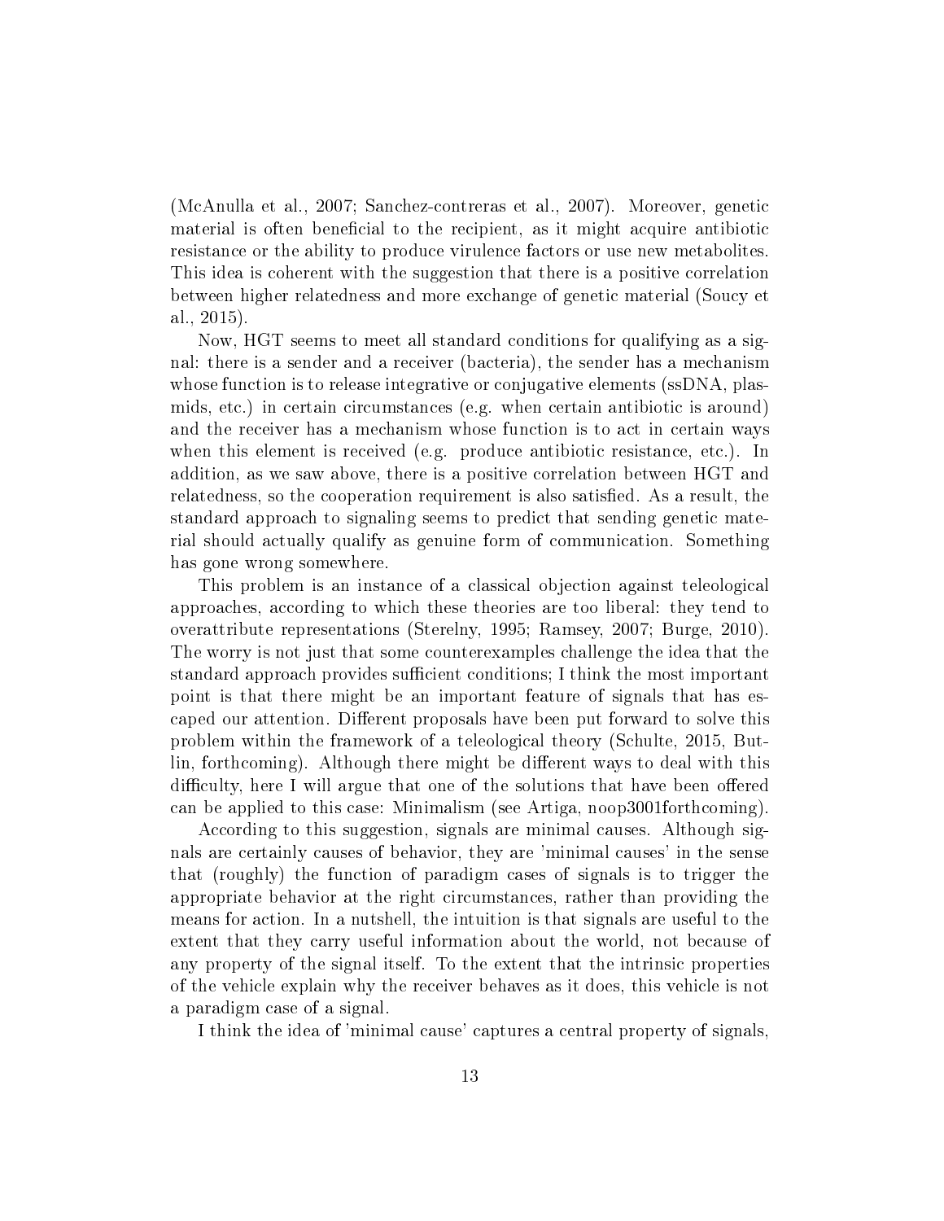(McAnulla et al., 2007; Sanchez-contreras et al., 2007). Moreover, genetic material is often beneficial to the recipient, as it might acquire antibiotic resistance or the ability to produce virulence factors or use new metabolites. This idea is coherent with the suggestion that there is a positive correlation between higher relatedness and more exchange of genetic material (Soucy et al., 2015).

Now, HGT seems to meet all standard conditions for qualifying as a signal: there is a sender and a receiver (bacteria), the sender has a mechanism whose function is to release integrative or conjugative elements (ssDNA, plasmids, etc.) in certain circumstances (e.g. when certain antibiotic is around) and the receiver has a mechanism whose function is to act in certain ways when this element is received (e.g. produce antibiotic resistance, etc.). In addition, as we saw above, there is a positive correlation between HGT and relatedness, so the cooperation requirement is also satisfied. As a result, the standard approach to signaling seems to predict that sending genetic material should actually qualify as genuine form of communication. Something has gone wrong somewhere.

This problem is an instance of a classical objection against teleological approaches, according to which these theories are too liberal: they tend to overattribute representations (Sterelny, 1995; Ramsey, 2007; Burge, 2010). The worry is not just that some counterexamples challenge the idea that the standard approach provides sufficient conditions; I think the most important point is that there might be an important feature of signals that has escaped our attention. Different proposals have been put forward to solve this problem within the framework of a teleological theory (Schulte, 2015, Butlin, forthcoming). Although there might be different ways to deal with this difficulty, here I will argue that one of the solutions that have been offered can be applied to this case: Minimalism (see Artiga, noop3001forthcoming).

According to this suggestion, signals are minimal causes. Although signals are certainly causes of behavior, they are 'minimal causes' in the sense that (roughly) the function of paradigm cases of signals is to trigger the appropriate behavior at the right circumstances, rather than providing the means for action. In a nutshell, the intuition is that signals are useful to the extent that they carry useful information about the world, not because of any property of the signal itself. To the extent that the intrinsic properties of the vehicle explain why the receiver behaves as it does, this vehicle is not a paradigm case of a signal.

I think the idea of 'minimal cause' captures a central property of signals,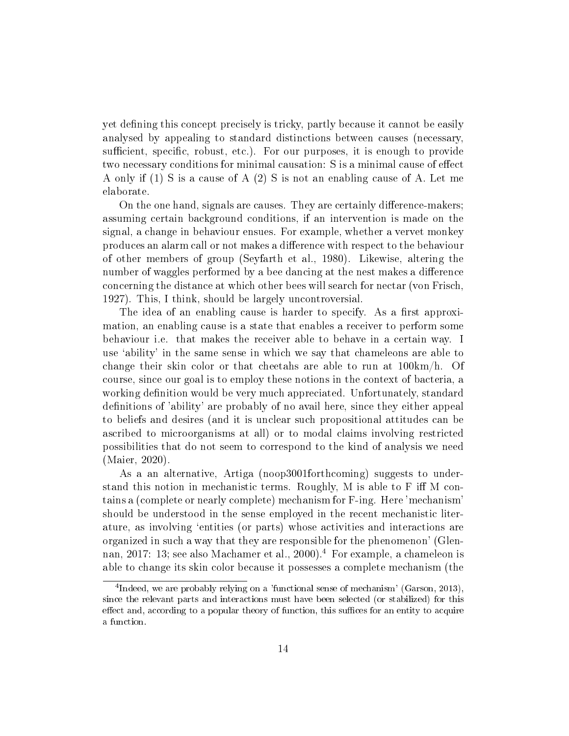yet defining this concept precisely is tricky, partly because it cannot be easily analysed by appealing to standard distinctions between causes (necessary, sufficient, specific, robust, etc.). For our purposes, it is enough to provide two necessary conditions for minimal causation: S is a minimal cause of effect A only if (1) S is a cause of A (2) S is not an enabling cause of A. Let me elaborate.

On the one hand, signals are causes. They are certainly difference-makers; assuming certain background conditions, if an intervention is made on the signal, a change in behaviour ensues. For example, whether a vervet monkey produces an alarm call or not makes a difference with respect to the behaviour of other members of group (Seyfarth et al., 1980). Likewise, altering the number of waggles performed by a bee dancing at the nest makes a difference concerning the distance at which other bees will search for nectar (von Frisch, 1927). This, I think, should be largely uncontroversial.

The idea of an enabling cause is harder to specify. As a first approximation, an enabling cause is a state that enables a receiver to perform some behaviour i.e. that makes the receiver able to behave in a certain way. I use 'ability' in the same sense in which we say that chameleons are able to change their skin color or that cheetahs are able to run at 100km/h. Of course, since our goal is to employ these notions in the context of bacteria, a working definition would be very much appreciated. Unfortunately, standard definitions of 'ability' are probably of no avail here, since they either appeal to beliefs and desires (and it is unclear such propositional attitudes can be ascribed to microorganisms at all) or to modal claims involving restricted possibilities that do not seem to correspond to the kind of analysis we need (Maier, 2020).

As a an alternative, Artiga (noop3001forthcoming) suggests to understand this notion in mechanistic terms. Roughly, M is able to F iff M contains a (complete or nearly complete) mechanism for F-ing. Here 'mechanism' should be understood in the sense employed in the recent mechanistic literature, as involving 'entities (or parts) whose activities and interactions are organized in such a way that they are responsible for the phenomenon' (Glennan, 2017: 13; see also Machamer et al., 2000).[4] For example, a chameleon is able to change its skin color because it possesses a complete mechanism (the

[4] Indeed, we are probably relying on a 'functional sense of mechanism' (Garson, 2013), since the relevant parts and interactions must have been selected (or stabilized) for this effect and, according to a popular theory of function, this suffices for an entity to acquire a function.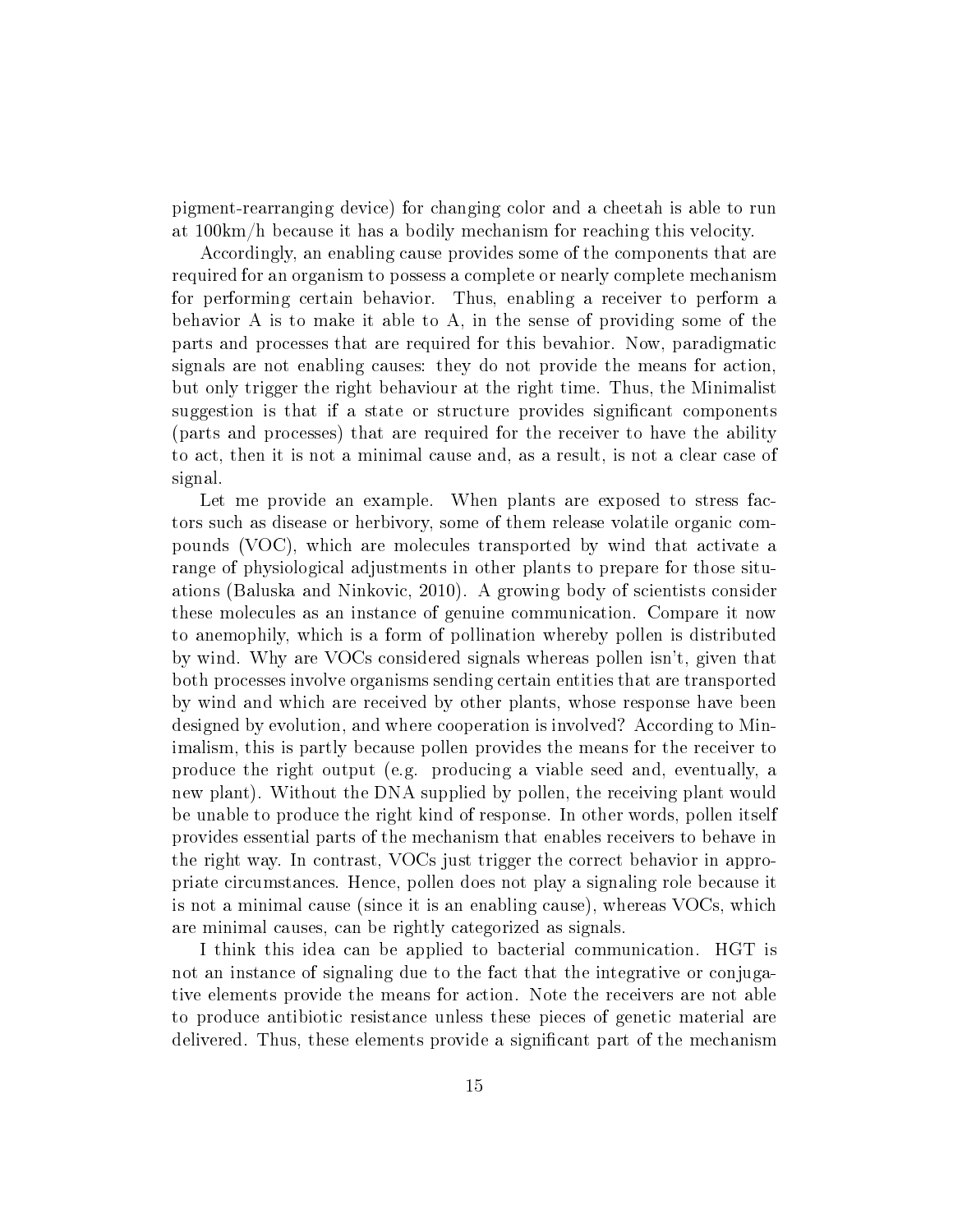pigment-rearranging device) for changing color and a cheetah is able to run at 100km/h because it has a bodily mechanism for reaching this velocity.

Accordingly, an enabling cause provides some of the components that are required for an organism to possess a complete or nearly complete mechanism for performing certain behavior. Thus, enabling a receiver to perform a behavior A is to make it able to A, in the sense of providing some of the parts and processes that are required for this bevahior. Now, paradigmatic signals are not enabling causes: they do not provide the means for action, but only trigger the right behaviour at the right time. Thus, the Minimalist suggestion is that if a state or structure provides significant components (parts and processes) that are required for the receiver to have the ability to act, then it is not a minimal cause and, as a result, is not a clear case of signal.

Let me provide an example. When plants are exposed to stress factors such as disease or herbivory, some of them release volatile organic compounds (VOC), which are molecules transported by wind that activate a range of physiological adjustments in other plants to prepare for those situations (Baluska and Ninkovic, 2010). A growing body of scientists consider these molecules as an instance of genuine communication. Compare it now to anemophily, which is a form of pollination whereby pollen is distributed by wind. Why are VOCs considered signals whereas pollen isn't, given that both processes involve organisms sending certain entities that are transported by wind and which are received by other plants, whose response have been designed by evolution, and where cooperation is involved? According to Minimalism, this is partly because pollen provides the means for the receiver to produce the right output (e.g. producing a viable seed and, eventually, a new plant). Without the DNA supplied by pollen, the receiving plant would be unable to produce the right kind of response. In other words, pollen itself provides essential parts of the mechanism that enables receivers to behave in the right way. In contrast, VOCs just trigger the correct behavior in appropriate circumstances. Hence, pollen does not play a signaling role because it is not a minimal cause (since it is an enabling cause), whereas VOCs, which are minimal causes, can be rightly categorized as signals.

I think this idea can be applied to bacterial communication. HGT is not an instance of signaling due to the fact that the integrative or conjugative elements provide the means for action. Note the receivers are not able to produce antibiotic resistance unless these pieces of genetic material are delivered. Thus, these elements provide a significant part of the mechanism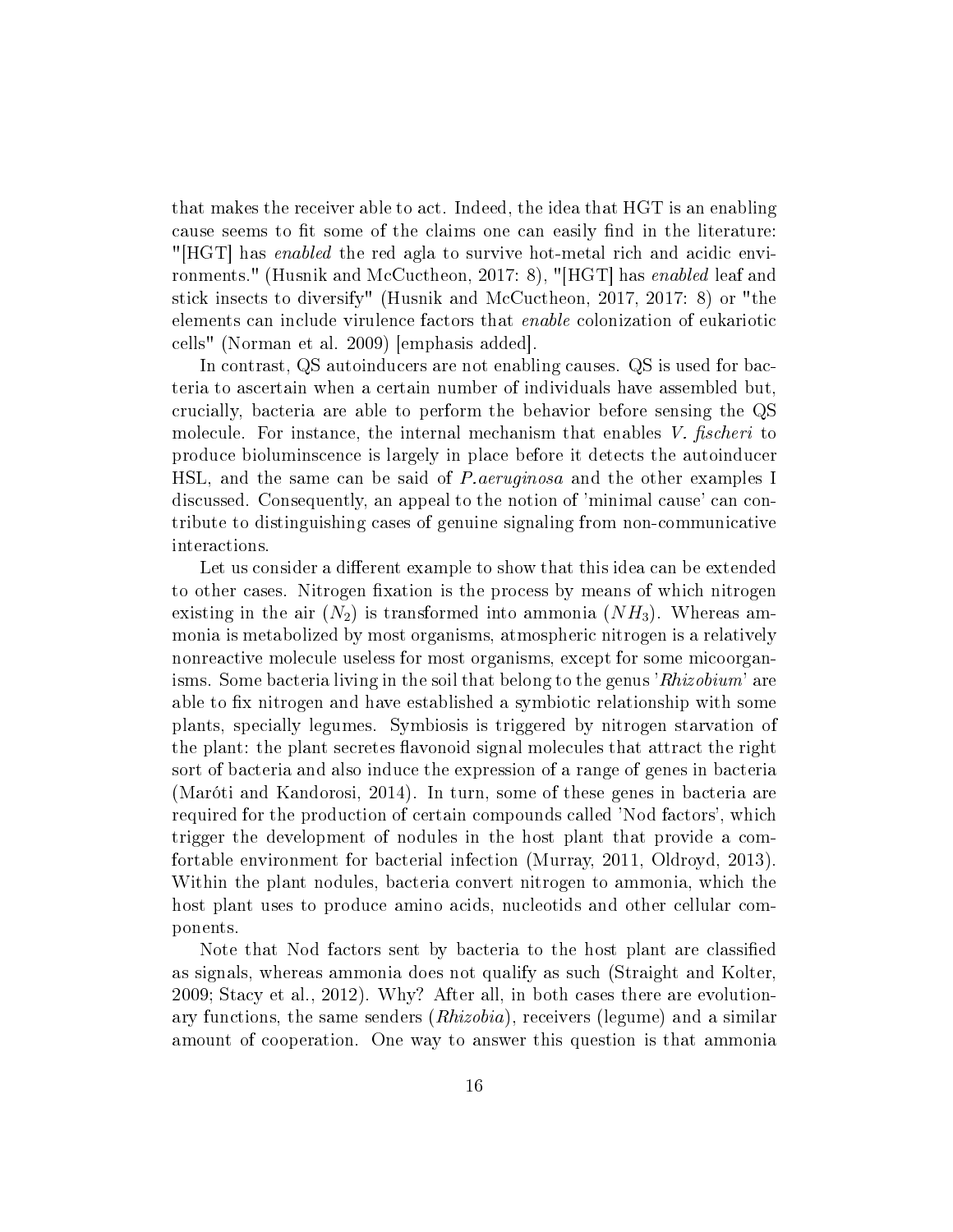that makes the receiver able to act. Indeed, the idea that HGT is an enabling cause seems to fit some of the claims one can easily find in the literature: "[HGT] has *enabled* the red agla to survive hot-metal rich and acidic environments." (Husnik and McCuctheon, 2017: 8), "[HGT] has *enabled* leaf and stick insects to diversify" (Husnik and McCuctheon, 2017, 2017: 8) or "the elements can include virulence factors that *enable* colonization of eukariotic cells" (Norman et al. 2009) [emphasis added].

In contrast, QS autoinducers are not enabling causes. QS is used for bacteria to ascertain when a certain number of individuals have assembled but, crucially, bacteria are able to perform the behavior before sensing the QS molecule. For instance, the internal mechanism that enables *V. fischeri* to produce biolumінscence is largely in place before it detects the autoinducer HSL, and the same can be said of *P.aeruginosa* and the other examples I discussed. Consequently, an appeal to the notion of 'minimal cause' can contribute to distinguishing cases of genuine signaling from non-communicative interactions.

Let us consider a different example to show that this idea can be extended to other cases. Nitrogen fixation is the process by means of which nitrogen existing in the air ($N_2$) is transformed into ammonia ($NH_3$). Whereas ammonia is metabolized by most organisms, atmospheric nitrogen is a relatively nonreactive molecule useless for most organisms, except for some micoorganisms. Some bacteria living in the soil that belong to the genus '*Rhizobium*' are able to fix nitrogen and have established a symbiotic relationship with some plants, specially legumes. Symbiosis is triggered by nitrogen starvation of the plant: the plant secretes flavonoid signal molecules that attract the right sort of bacteria and also induce the expression of a range of genes in bacteria (Maróti and Kandorosi, 2014). In turn, some of these genes in bacteria are required for the production of certain compounds called 'Nod factors', which trigger the development of nodules in the host plant that provide a comfortable environment for bacterial infection (Murray, 2011, Oldroyd, 2013). Within the plant nodules, bacteria convert nitrogen to ammonia, which the host plant uses to produce amino acids, nucleotids and other cellular components.

Note that Nod factors sent by bacteria to the host plant are classified as signals, whereas ammonia does not qualify as such (Straight and Kolter, 2009; Stacy et al., 2012). Why? After all, in both cases there are evolutionary functions, the same senders (*Rhizobia*), receivers (legume) and a similar amount of cooperation. One way to answer this question is that ammonia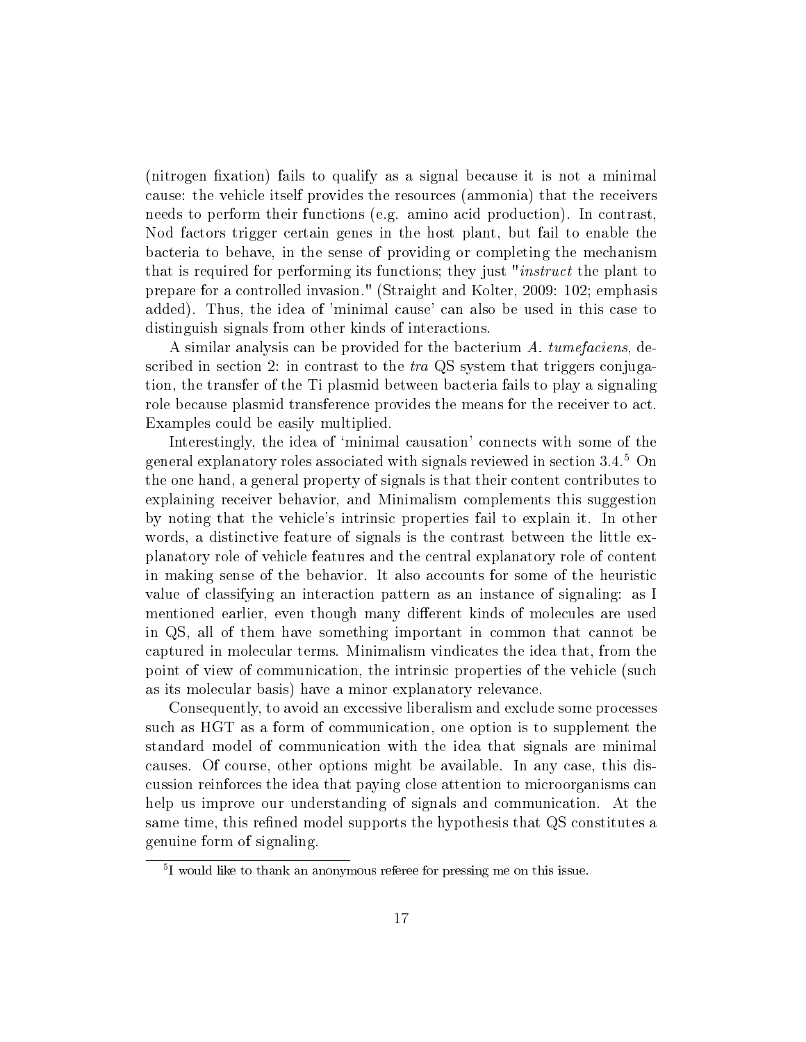(nitrogen fixation) fails to qualify as a signal because it is not a minimal cause: the vehicle itself provides the resources (ammonia) that the receivers needs to perform their functions (e.g. amino acid production). In contrast, Nod factors trigger certain genes in the host plant, but fail to enable the bacteria to behave, in the sense of providing or completing the mechanism that is required for performing its functions; they just "*instruct* the plant to prepare for a controlled invasion." (Straight and Kolter, 2009: 102; emphasis added). Thus, the idea of 'minimal cause' can also be used in this case to distinguish signals from other kinds of interactions.

A similar analysis can be provided for the bacterium *A. tumefaciens*, described in section 2: in contrast to the *tra* QS system that triggers conjugation, the transfer of the Ti plasmid between bacteria fails to play a signaling role because plasmid transference provides the means for the receiver to act. Examples could be easily multiplied.

Interestingly, the idea of 'minimal causation' connects with some of the general explanatory roles associated with signals reviewed in section 3.4.[5] On the one hand, a general property of signals is that their content contributes to explaining receiver behavior, and Minimalism complements this suggestion by noting that the vehicle's intrinsic properties fail to explain it. In other words, a distinctive feature of signals is the contrast between the little explanatory role of vehicle features and the central explanatory role of content in making sense of the behavior. It also accounts for some of the heuristic value of classifying an interaction pattern as an instance of signaling: as I mentioned earlier, even though many different kinds of molecules are used in QS, all of them have something important in common that cannot be captured in molecular terms. Minimalism vindicates the idea that, from the point of view of communication, the intrinsic properties of the vehicle (such as its molecular basis) have a minor explanatory relevance.

Consequently, to avoid an excessive liberalism and exclude some processes such as HGT as a form of communication, one option is to supplement the standard model of communication with the idea that signals are minimal causes. Of course, other options might be available. In any case, this discussion reinforces the idea that paying close attention to microorganisms can help us improve our understanding of signals and communication. At the same time, this refined model supports the hypothesis that QS constitutes a genuine form of signaling.

[5] I would like to thank an anonymous referee for pressing me on this issue.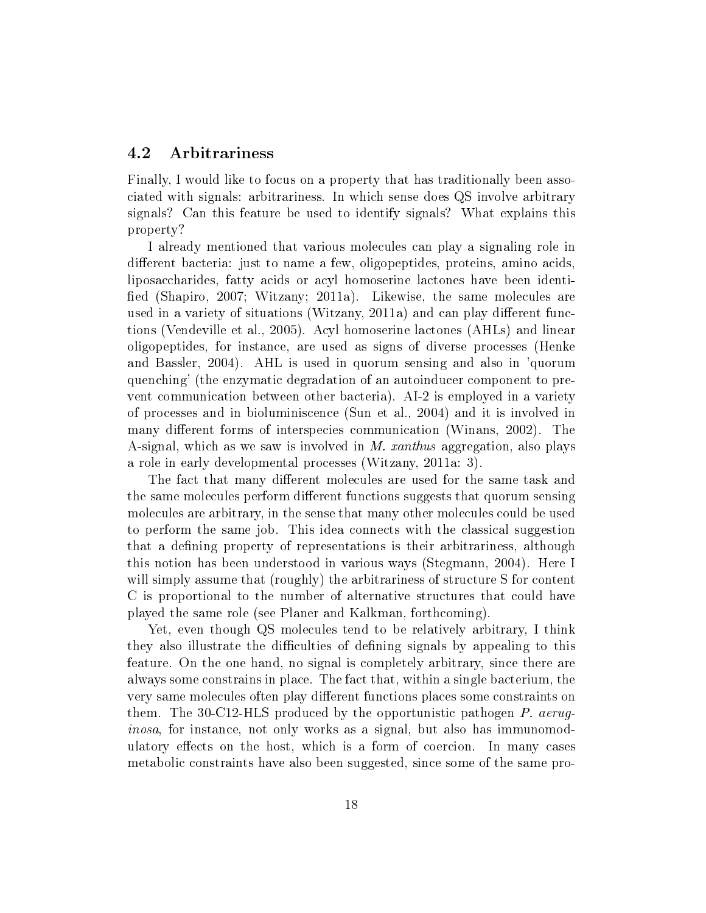## 4.2 Arbitrariness

Finally, I would like to focus on a property that has traditionally been associated with signals: arbitrariness. In which sense does QS involve arbitrary signals? Can this feature be used to identify signals? What explains this property?

I already mentioned that various molecules can play a signaling role in different bacteria: just to name a few, oligopeptides, proteins, amino acids, liposaccharides, fatty acids or acyl homoserine lactones have been identified (Shapiro, 2007; Witzany; 2011a). Likewise, the same molecules are used in a variety of situations (Witzany, 2011a) and can play different functions (Vendeville et al., 2005). Acyl homoserine lactones (AHLs) and linear oligopeptides, for instance, are used as signs of diverse processes (Henke and Bassler, 2004). AHL is used in quorum sensing and also in 'quorum quenching' (the enzymatic degradation of an autoinducer component to prevent communication between other bacteria). AI-2 is employed in a variety of processes and in bioluminiscence (Sun et al., 2004) and it is involved in many different forms of interspecies communication (Winans, 2002). The A-signal, which as we saw is involved in *M. xanthus* aggregation, also plays a role in early developmental processes (Witzany, 2011a: 3).

The fact that many different molecules are used for the same task and the same molecules perform different functions suggests that quorum sensing molecules are arbitrary, in the sense that many other molecules could be used to perform the same job. This idea connects with the classical suggestion that a defining property of representations is their arbitrariness, although this notion has been understood in various ways (Stegmann, 2004). Here I will simply assume that (roughly) the arbitrariness of structure S for content C is proportional to the number of alternative structures that could have played the same role (see Planer and Kalkman, forthcoming).

Yet, even though QS molecules tend to be relatively arbitrary, I think they also illustrate the difficulties of defining signals by appealing to this feature. On the one hand, no signal is completely arbitrary, since there are always some constrains in place. The fact that, within a single bacterium, the very same molecules often play different functions places some constraints on them. The 30-C12-HLS produced by the opportunistic pathogen *P. aeruginosa*, for instance, not only works as a signal, but also has immunomodulatory effects on the host, which is a form of coercion. In many cases metabolic constraints have also been suggested, since some of the same pro-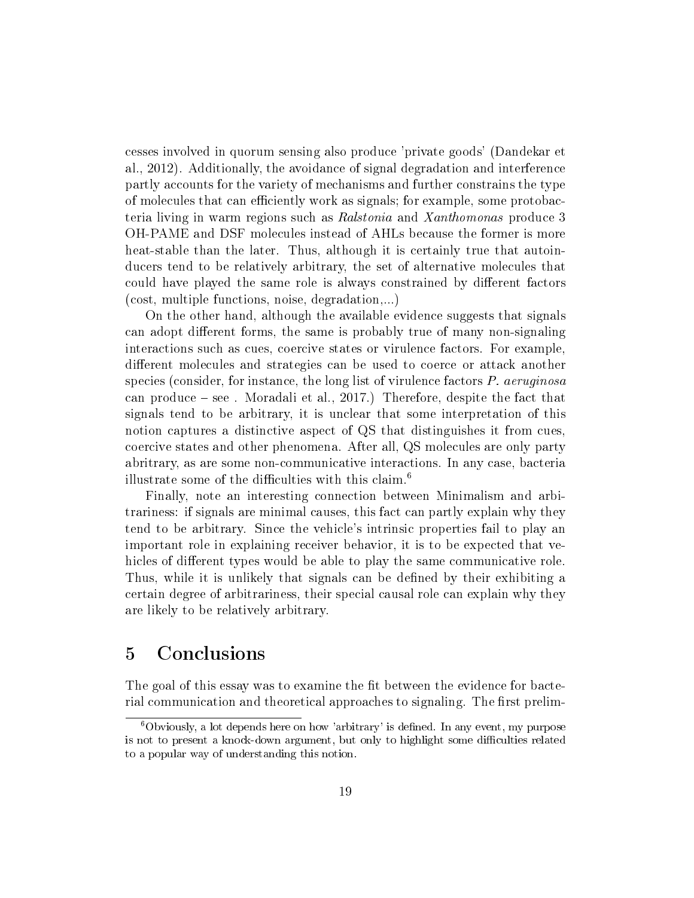cesses involved in quorum sensing also produce 'private goods' (Dandekar et al., 2012). Additionally, the avoidance of signal degradation and interference partly accounts for the variety of mechanisms and further constrains the type of molecules that can efficiently work as signals; for example, some protobacteria living in warm regions such as *Ralstonia* and *Xanthomonas* produce 3 OH-PAME and DSF molecules instead of AHLs because the former is more heat-stable than the later. Thus, although it is certainly true that autoinducers tend to be relatively arbitrary, the set of alternative molecules that could have played the same role is always constrained by different factors (cost, multiple functions, noise, degradation,...)

On the other hand, although the available evidence suggests that signals can adopt different forms, the same is probably true of many non-signaling interactions such as cues, coercive states or virulence factors. For example, different molecules and strategies can be used to coerce or attack another species (consider, for instance, the long list of virulence factors *P. aeruginosa* can produce – see . Moradali et al., 2017.) Therefore, despite the fact that signals tend to be arbitrary, it is unclear that some interpretation of this notion captures a distinctive aspect of QS that distinguishes it from cues, coercive states and other phenomena. After all, QS molecules are only party abritrary, as are some non-communicative interactions. In any case, bacteria illustrate some of the difficulties with this claim.[6]

Finally, note an interesting connection between Minimalism and arbitrariness: if signals are minimal causes, this fact can partly explain why they tend to be arbitrary. Since the vehicle's intrinsic properties fail to play an important role in explaining receiver behavior, it is to be expected that vehicles of different types would be able to play the same communicative role. Thus, while it is unlikely that signals can be defined by their exhibiting a certain degree of arbitrariness, their special causal role can explain why they are likely to be relatively arbitrary.

## 5 Conclusions

The goal of this essay was to examine the fit between the evidence for bacterial communication and theoretical approaches to signaling. The first prelim-

[6] Obviously, a lot depends here on how 'arbitrary' is defined. In any event, my purpose is not to present a knock-down argument, but only to highlight some difficulties related to a popular way of understanding this notion.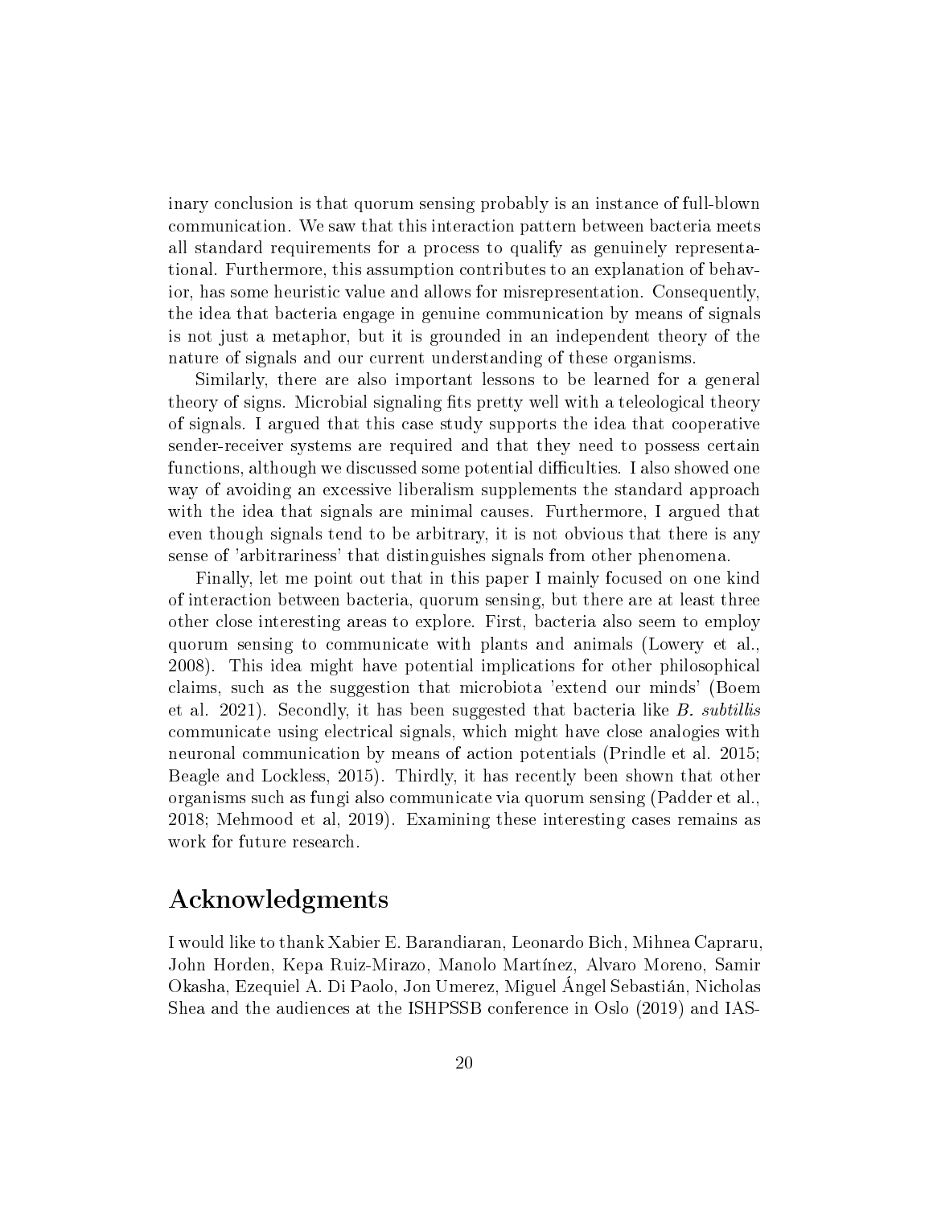inary conclusion is that quorum sensing probably is an instance of full-blown communication. We saw that this interaction pattern between bacteria meets all standard requirements for a process to qualify as genuinely representational. Furthermore, this assumption contributes to an explanation of behavior, has some heuristic value and allows for misrepresentation. Consequently, the idea that bacteria engage in genuine communication by means of signals is not just a metaphor, but it is grounded in an independent theory of the nature of signals and our current understanding of these organisms.

Similarly, there are also important lessons to be learned for a general theory of signs. Microbial signaling fits pretty well with a teleological theory of signals. I argued that this case study supports the idea that cooperative sender-receiver systems are required and that they need to possess certain functions, although we discussed some potential difficulties. I also showed one way of avoiding an excessive liberalism supplements the standard approach with the idea that signals are minimal causes. Furthermore, I argued that even though signals tend to be arbitrary, it is not obvious that there is any sense of 'arbitrariness' that distinguishes signals from other phenomena.

Finally, let me point out that in this paper I mainly focused on one kind of interaction between bacteria, quorum sensing, but there are at least three other close interesting areas to explore. First, bacteria also seem to employ quorum sensing to communicate with plants and animals (Lowery et al., 2008). This idea might have potential implications for other philosophical claims, such as the suggestion that microbiota 'extend our minds' (Boem et al. 2021). Secondly, it has been suggested that bacteria like *B. subtillis* communicate using electrical signals, which might have close analogies with neuronal communication by means of action potentials (Prindle et al. 2015; Beagle and Lockless, 2015). Thirdly, it has recently been shown that other organisms such as fungi also communicate via quorum sensing (Padder et al., 2018; Mehmood et al, 2019). Examining these interesting cases remains as work for future research.

## Acknowledgments

I would like to thank Xabier E. Barandiaran, Leonardo Bich, Mihnea Capraru, John Horden, Kepa Ruiz-Mirazo, Manolo Martínez, Alvaro Moreno, Samir Okasha, Ezequiel A. Di Paolo, Jon Umerez, Miguel Ángel Sebastián, Nicholas Shea and the audiences at the ISHPSSB conference in Oslo (2019) and IAS-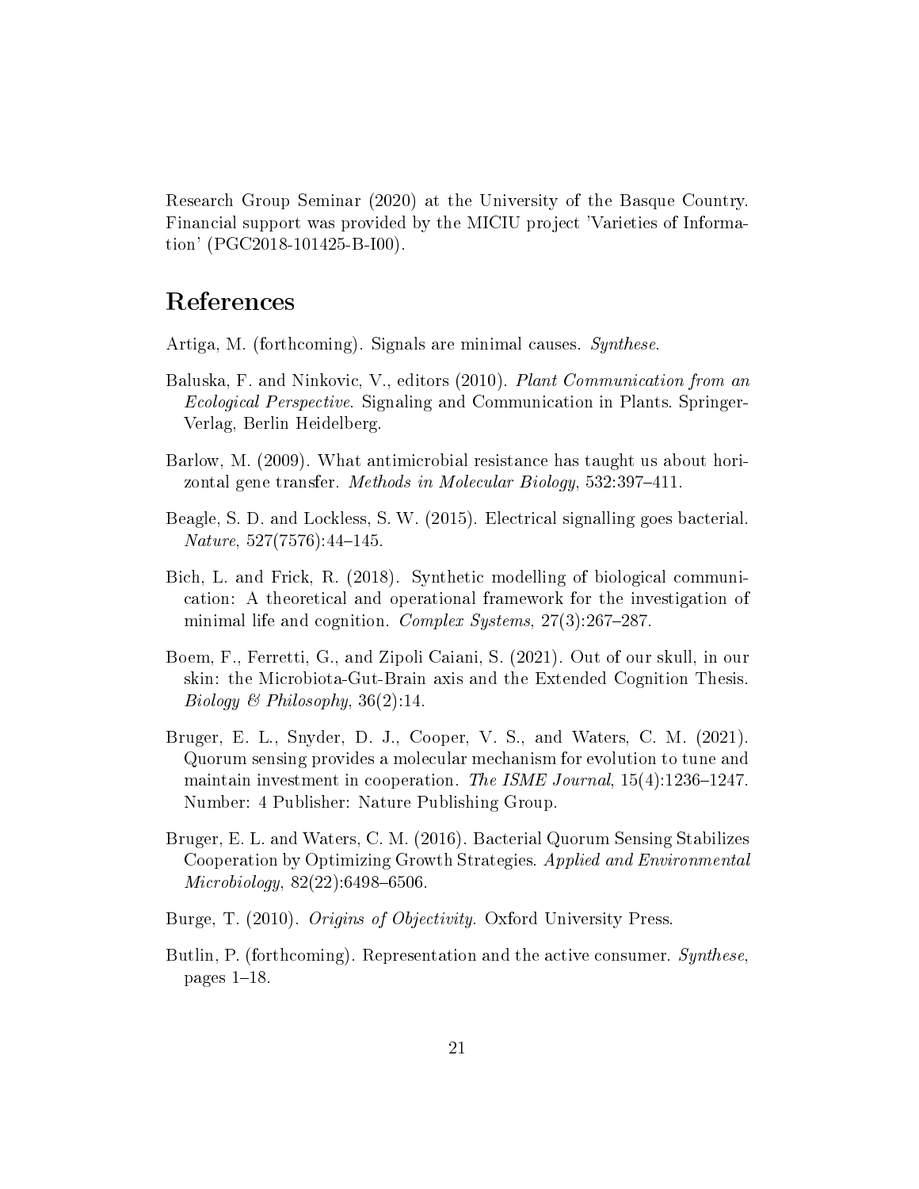Research Group Seminar (2020) at the University of the Basque Country. Financial support was provided by the MICIU project 'Varieties of Information' (PGC2018-101425-B-I00).

# References

Artiga, M. (forthcoming). Signals are minimal causes. *Synthese*.

Baluska, F. and Ninkovic, V., editors (2010). *Plant Communication from an Ecological Perspective*. Signaling and Communication in Plants. Springer-Verlag, Berlin Heidelberg.

Barlow, M. (2009). What antimicrobial resistance has taught us about horizontal gene transfer. *Methods in Molecular Biology*, 532:397–411.

Beagle, S. D. and Lockless, S. W. (2015). Electrical signalling goes bacterial. *Nature*, 527(7576):44–145.

Bich, L. and Frick, R. (2018). Synthetic modelling of biological communication: A theoretical and operational framework for the investigation of minimal life and cognition. *Complex Systems*, 27(3):267–287.

Boem, F., Ferretti, G., and Zipoli Caiani, S. (2021). Out of our skull, in our skin: the Microbiota-Gut-Brain axis and the Extended Cognition Thesis. *Biology & Philosophy*, 36(2):14.

Bruger, E. L., Snyder, D. J., Cooper, V. S., and Waters, C. M. (2021). Quorum sensing provides a molecular mechanism for evolution to tune and maintain investment in cooperation. *The ISME Journal*, 15(4):1236–1247. Number: 4 Publisher: Nature Publishing Group.

Bruger, E. L. and Waters, C. M. (2016). Bacterial Quorum Sensing Stabilizes Cooperation by Optimizing Growth Strategies. *Applied and Environmental Microbiology*, 82(22):6498–6506.

Burge, T. (2010). *Origins of Objectivity*. Oxford University Press.

Butlin, P. (forthcoming). Representation and the active consumer. *Synthese*, pages 1–18.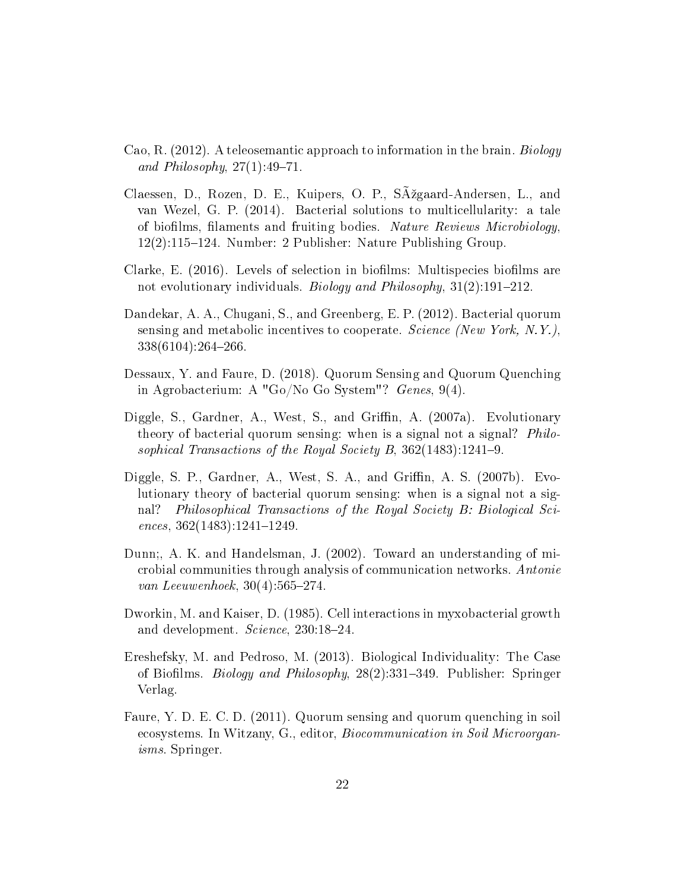Cao, R. (2012). A teleosemantic approach to information in the brain. *Biology and Philosophy*, 27(1):49–71.

Claessen, D., Rozen, D. E., Kuipers, O. P., SÃžgaard-Andersen, L., and van Wezel, G. P. (2014). Bacterial solutions to multicellularity: a tale of biofilms, filaments and fruiting bodies. *Nature Reviews Microbiology*, 12(2):115–124. Number: 2 Publisher: Nature Publishing Group.

Clarke, E. (2016). Levels of selection in biofilms: Multispecies biofilms are not evolutionary individuals. *Biology and Philosophy*, 31(2):191–212.

Dandekar, A. A., Chugani, S., and Greenberg, E. P. (2012). Bacterial quorum sensing and metabolic incentives to cooperate. *Science (New York, N.Y.)*, 338(6104):264–266.

Dessaux, Y. and Faure, D. (2018). Quorum Sensing and Quorum Quenching in Agrobacterium: A "Go/No Go System"? *Genes*, 9(4).

Diggle, S., Gardner, A., West, S., and Griffin, A. (2007a). Evolutionary theory of bacterial quorum sensing: when is a signal not a signal? *Philosophical Transactions of the Royal Society B*, 362(1483):1241–9.

Diggle, S. P., Gardner, A., West, S. A., and Griffin, A. S. (2007b). Evolutionary theory of bacterial quorum sensing: when is a signal not a signal? *Philosophical Transactions of the Royal Society B: Biological Sciences*, 362(1483):1241–1249.

Dunn;, A. K. and Handelsman, J. (2002). Toward an understanding of microbial communities through analysis of communication networks. *Antonie van Leeuwenhoek*, 30(4):565–274.

Dworkin, M. and Kaiser, D. (1985). Cell interactions in myxobacterial growth and development. *Science*, 230:18–24.

Ereshefsky, M. and Pedroso, M. (2013). Biological Individuality: The Case of Biofilms. *Biology and Philosophy*, 28(2):331–349. Publisher: Springer Verlag.

Faure, Y. D. E. C. D. (2011). Quorum sensing and quorum quenching in soil ecosystems. In Witzany, G., editor, *Biocommunication in Soil Microorganisms*. Springer.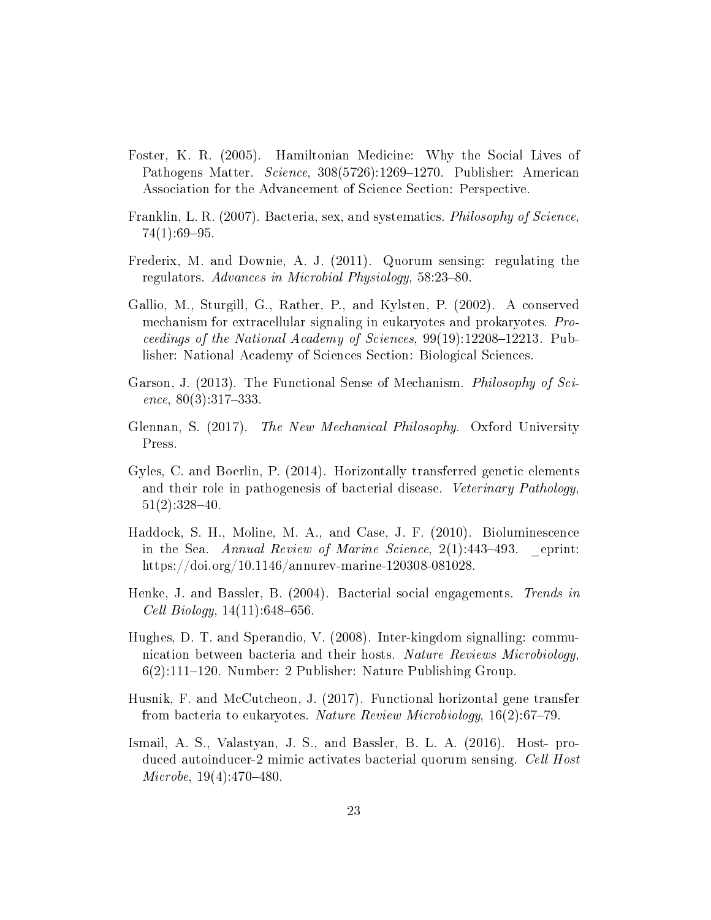Foster, K. R. (2005). Hamiltonian Medicine: Why the Social Lives of Pathogens Matter. *Science*, 308(5726):1269–1270. Publisher: American Association for the Advancement of Science Section: Perspective.

Franklin, L. R. (2007). Bacteria, sex, and systematics. *Philosophy of Science*, 74(1):69–95.

Frederix, M. and Downie, A. J. (2011). Quorum sensing: regulating the regulators. *Advances in Microbial Physiology*, 58:23–80.

Gallio, M., Sturgill, G., Rather, P., and Kylsten, P. (2002). A conserved mechanism for extracellular signaling in eukaryotes and prokaryotes. *Proceedings of the National Academy of Sciences*, 99(19):12208–12213. Publisher: National Academy of Sciences Section: Biological Sciences.

Garson, J. (2013). The Functional Sense of Mechanism. *Philosophy of Science*, 80(3):317–333.

Glennan, S. (2017). *The New Mechanical Philosophy*. Oxford University Press.

Gyles, C. and Boerlin, P. (2014). Horizontally transferred genetic elements and their role in pathogenesis of bacterial disease. *Veterinary Pathology*, 51(2):328–40.

Haddock, S. H., Moline, M. A., and Case, J. F. (2010). Bioluminescence in the Sea. *Annual Review of Marine Science*, 2(1):443–493. _eprint: https://doi.org/10.1146/annurev-marine-120308-081028.

Henke, J. and Bassler, B. (2004). Bacterial social engagements. *Trends in Cell Biology*, 14(11):648–656.

Hughes, D. T. and Sperandio, V. (2008). Inter-kingdom signalling: communication between bacteria and their hosts. *Nature Reviews Microbiology*, 6(2):111–120. Number: 2 Publisher: Nature Publishing Group.

Husnik, F. and McCutcheon, J. (2017). Functional horizontal gene transfer from bacteria to eukaryotes. *Nature Review Microbiology*, 16(2):67–79.

Ismail, A. S., Valastyan, J. S., and Bassler, B. L. A. (2016). Host- produced autoinducer-2 mimic activates bacterial quorum sensing. *Cell Host Microbe*, 19(4):470–480.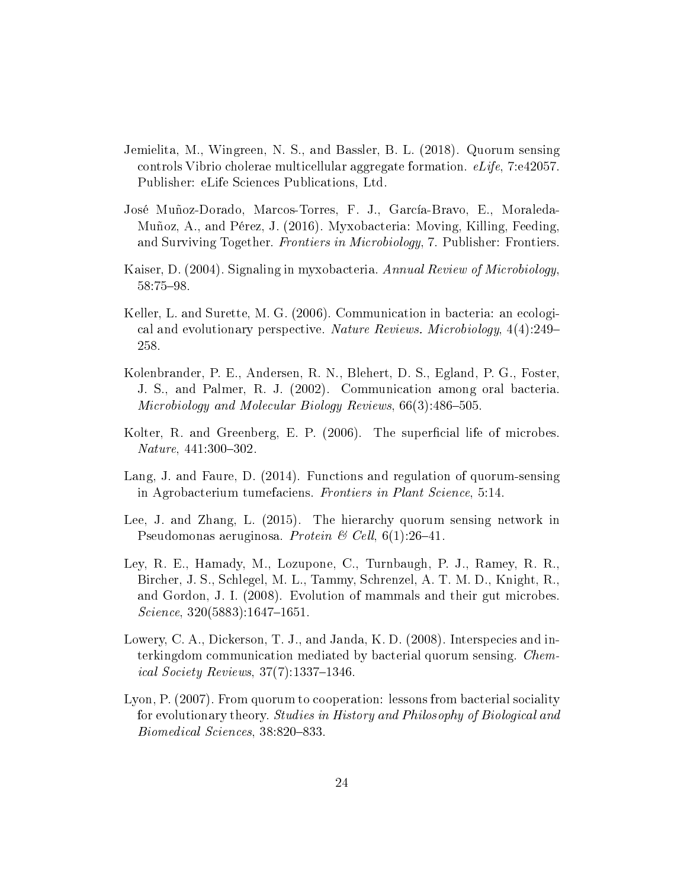Jemielita, M., Wingreen, N. S., and Bassler, B. L. (2018). Quorum sensing controls Vibrio cholerae multicellular aggregate formation. *eLife*, 7:e42057. Publisher: eLife Sciences Publications, Ltd.

José Muñoz-Dorado, Marcos-Torres, F. J., García-Bravo, E., Moraleda-Muñoz, A., and Pérez, J. (2016). Myxobacteria: Moving, Killing, Feeding, and Surviving Together. *Frontiers in Microbiology*, 7. Publisher: Frontiers.

Kaiser, D. (2004). Signaling in myxobacteria. *Annual Review of Microbiology*, 58:75–98.

Keller, L. and Surette, M. G. (2006). Communication in bacteria: an ecological and evolutionary perspective. *Nature Reviews. Microbiology*, 4(4):249–258.

Kolenbrander, P. E., Andersen, R. N., Blehert, D. S., Egland, P. G., Foster, J. S., and Palmer, R. J. (2002). Communication among oral bacteria. *Microbiology and Molecular Biology Reviews*, 66(3):486–505.

Kolter, R. and Greenberg, E. P. (2006). The superficial life of microbes. *Nature*, 441:300–302.

Lang, J. and Faure, D. (2014). Functions and regulation of quorum-sensing in Agrobacterium tumefaciens. *Frontiers in Plant Science*, 5:14.

Lee, J. and Zhang, L. (2015). The hierarchy quorum sensing network in Pseudomonas aeruginosa. *Protein & Cell*, 6(1):26–41.

Ley, R. E., Hamady, M., Lozupone, C., Turnbaugh, P. J., Ramey, R. R., Bircher, J. S., Schlegel, M. L., Tammy, Schrenzel, A. T. M. D., Knight, R., and Gordon, J. I. (2008). Evolution of mammals and their gut microbes. *Science*, 320(5883):1647–1651.

Lowery, C. A., Dickerson, T. J., and Janda, K. D. (2008). Interspecies and interkingdom communication mediated by bacterial quorum sensing. *Chemical Society Reviews*, 37(7):1337–1346.

Lyon, P. (2007). From quorum to cooperation: lessons from bacterial sociality for evolutionary theory. *Studies in History and Philosophy of Biological and Biomedical Sciences*, 38:820–833.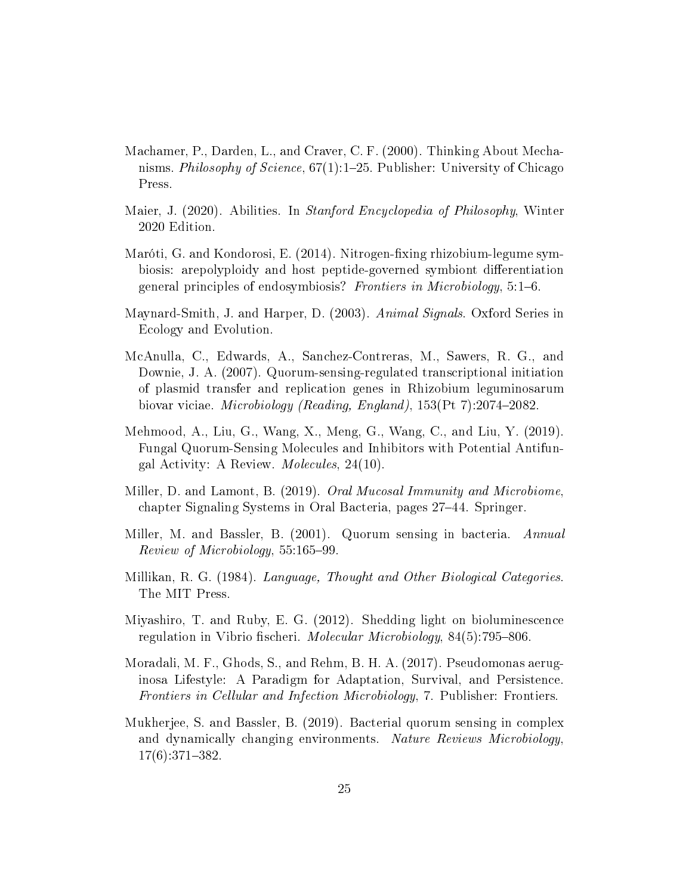Machamer, P., Darden, L., and Craver, C. F. (2000). Thinking About Mechanisms. *Philosophy of Science*, 67(1):1–25. Publisher: University of Chicago Press.

Maier, J. (2020). Abilities. In *Stanford Encyclopedia of Philosophy*, Winter 2020 Edition.

Maróti, G. and Kondorosi, E. (2014). Nitrogen-fixing rhizobium-legume symbiosis: arepolyploidy and host peptide-governed symbiont differentiation general principles of endosymbiosis? *Frontiers in Microbiology*, 5:1–6.

Maynard-Smith, J. and Harper, D. (2003). *Animal Signals*. Oxford Series in Ecology and Evolution.

McAnulla, C., Edwards, A., Sanchez-Contreras, M., Sawers, R. G., and Downie, J. A. (2007). Quorum-sensing-regulated transcriptional initiation of plasmid transfer and replication genes in Rhizobium leguminosarum biovar viciae. *Microbiology (Reading, England)*, 153(Pt 7):2074–2082.

Mehmood, A., Liu, G., Wang, X., Meng, G., Wang, C., and Liu, Y. (2019). Fungal Quorum-Sensing Molecules and Inhibitors with Potential Antifungal Activity: A Review. *Molecules*, 24(10).

Miller, D. and Lamont, B. (2019). *Oral Mucosal Immunity and Microbiome*, chapter Signaling Systems in Oral Bacteria, pages 27–44. Springer.

Miller, M. and Bassler, B. (2001). Quorum sensing in bacteria. *Annual Review of Microbiology*, 55:165–99.

Millikan, R. G. (1984). *Language, Thought and Other Biological Categories*. The MIT Press.

Miyashiro, T. and Ruby, E. G. (2012). Shedding light on bioluminescence regulation in Vibrio fischeri. *Molecular Microbiology*, 84(5):795–806.

Moradali, M. F., Ghods, S., and Rehm, B. H. A. (2017). Pseudomonas aeruginosa Lifestyle: A Paradigm for Adaptation, Survival, and Persistence. *Frontiers in Cellular and Infection Microbiology*, 7. Publisher: Frontiers.

Mukherjee, S. and Bassler, B. (2019). Bacterial quorum sensing in complex and dynamically changing environments. *Nature Reviews Microbiology*, 17(6):371–382.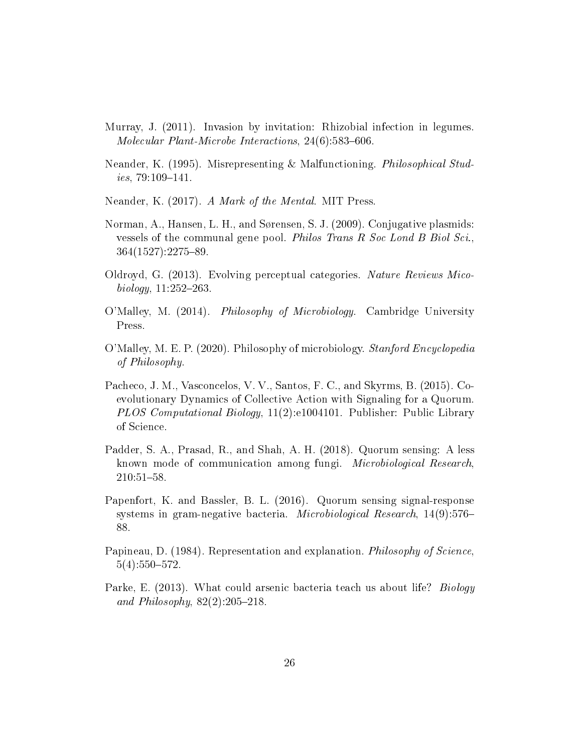Murray, J. (2011). Invasion by invitation: Rhizobial infection in legumes. *Molecular Plant-Microbe Interactions*, 24(6):583–606.

Neander, K. (1995). Misrepresenting & Malfunctioning. *Philosophical Studies*, 79:109–141.

Neander, K. (2017). *A Mark of the Mental*. MIT Press.

Norman, A., Hansen, L. H., and Sørensen, S. J. (2009). Conjugative plasmids: vessels of the communal gene pool. *Philos Trans R Soc Lond B Biol Sci.*, 364(1527):2275–89.

Oldroyd, G. (2013). Evolving perceptual categories. *Nature Reviews Micobiology*, 11:252–263.

O'Malley, M. (2014). *Philosophy of Microbiology*. Cambridge University Press.

O'Malley, M. E. P. (2020). Philosophy of microbiology. *Stanford Encyclopedia of Philosophy*.

Pacheco, J. M., Vasconcelos, V. V., Santos, F. C., and Skyrms, B. (2015). Coevolutionary Dynamics of Collective Action with Signaling for a Quorum. *PLOS Computational Biology*, 11(2):e1004101. Publisher: Public Library of Science.

Padder, S. A., Prasad, R., and Shah, A. H. (2018). Quorum sensing: A less known mode of communication among fungi. *Microbiological Research*, 210:51–58.

Papenfort, K. and Bassler, B. L. (2016). Quorum sensing signal-response systems in gram-negative bacteria. *Microbiological Research*, 14(9):576–88.

Papineau, D. (1984). Representation and explanation. *Philosophy of Science*, 5(4):550–572.

Parke, E. (2013). What could arsenic bacteria teach us about life? *Biology and Philosophy*, 82(2):205–218.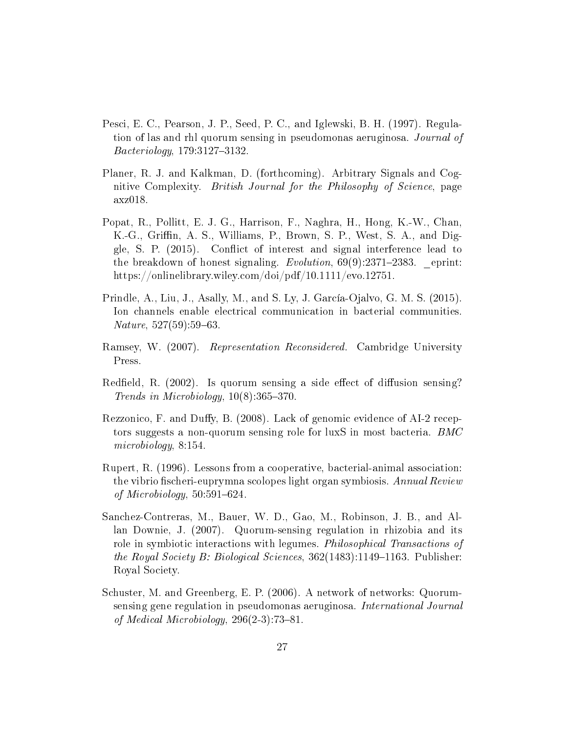Pesci, E. C., Pearson, J. P., Seed, P. C., and Iglewski, B. H. (1997). Regulation of las and rhl quorum sensing in pseudomonas aeruginosa. *Journal of Bacteriology*, 179:3127–3132.

Planer, R. J. and Kalkman, D. (forthcoming). Arbitrary Signals and Cognitive Complexity. *British Journal for the Philosophy of Science*, page axz018.

Popat, R., Pollitt, E. J. G., Harrison, F., Naghra, H., Hong, K.-W., Chan, K.-G., Griffin, A. S., Williams, P., Brown, S. P., West, S. A., and Diggle, S. P. (2015). Conflict of interest and signal interference lead to the breakdown of honest signaling. *Evolution*, 69(9):2371–2383. _eprint: https://onlinelibrary.wiley.com/doi/pdf/10.1111/evo.12751.

Prindle, A., Liu, J., Asally, M., and S. Ly, J. García-Ojalvo, G. M. S. (2015). Ion channels enable electrical communication in bacterial communities. *Nature*, 527(59):59–63.

Ramsey, W. (2007). *Representation Reconsidered*. Cambridge University Press.

Redfield, R. (2002). Is quorum sensing a side effect of diffusion sensing? *Trends in Microbiology*, 10(8):365–370.

Rezzonico, F. and Duffy, B. (2008). Lack of genomic evidence of AI-2 receptors suggests a non-quorum sensing role for luxS in most bacteria. *BMC microbiology*, 8:154.

Rupert, R. (1996). Lessons from a cooperative, bacterial-animal association: the vibrio fischeri-euprymna scolopes light organ symbiosis. *Annual Review of Microbiology*, 50:591–624.

Sanchez-Contreras, M., Bauer, W. D., Gao, M., Robinson, J. B., and Allan Downie, J. (2007). Quorum-sensing regulation in rhizobia and its role in symbiotic interactions with legumes. *Philosophical Transactions of the Royal Society B: Biological Sciences*, 362(1483):1149–1163. Publisher: Royal Society.

Schuster, M. and Greenberg, E. P. (2006). A network of networks: Quorum-sensing gene regulation in pseudomonas aeruginosa. *International Journal of Medical Microbiology*, 296(2-3):73–81.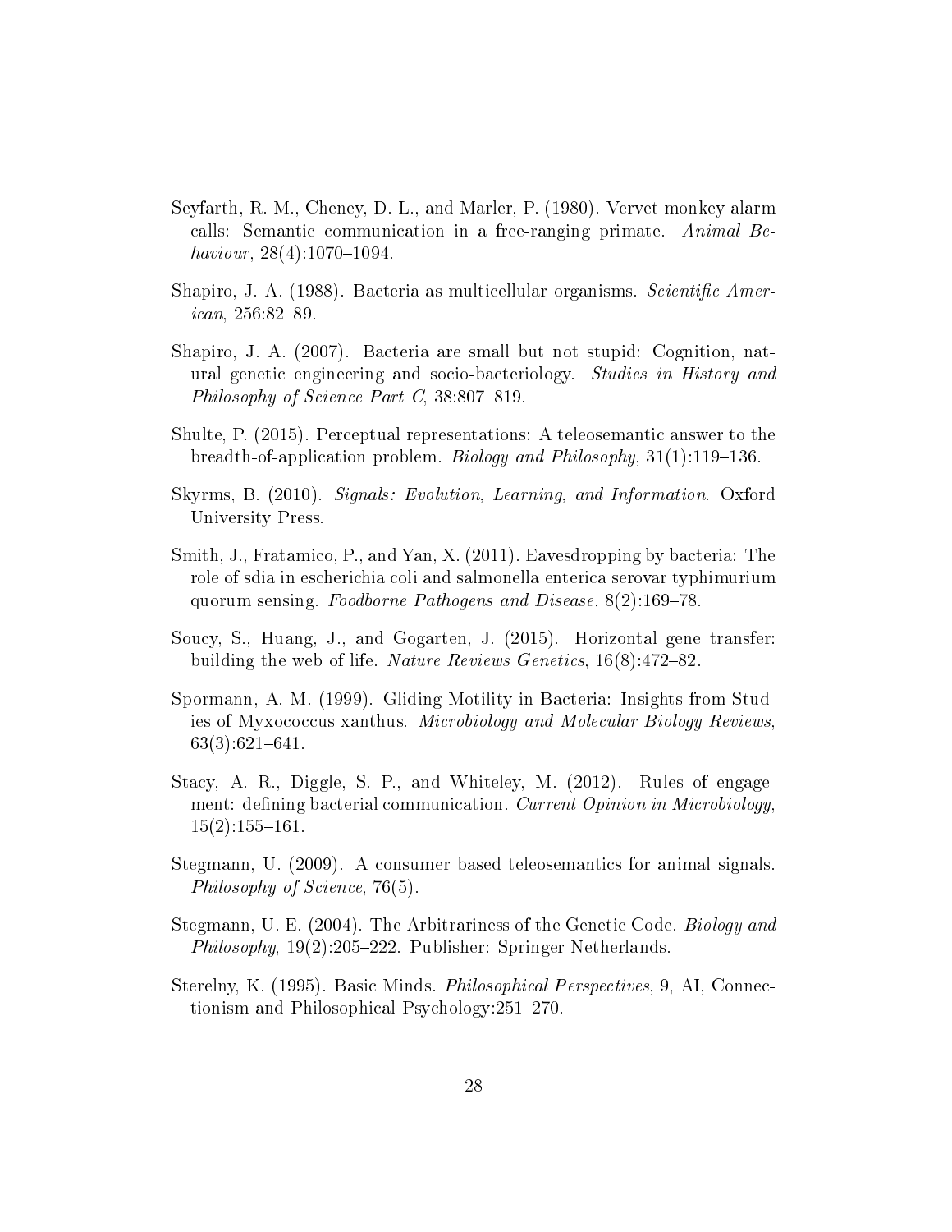Seyfarth, R. M., Cheney, D. L., and Marler, P. (1980). Vervet monkey alarm calls: Semantic communication in a free-ranging primate. *Animal Behaviour*, 28(4):1070–1094.

Shapiro, J. A. (1988). Bacteria as multicellular organisms. *Scientific American*, 256:82–89.

Shapiro, J. A. (2007). Bacteria are small but not stupid: Cognition, natural genetic engineering and socio-bacteriology. *Studies in History and Philosophy of Science Part C*, 38:807–819.

Shulte, P. (2015). Perceptual representations: A teleosemantic answer to the breadth-of-application problem. *Biology and Philosophy*, 31(1):119–136.

Skyrms, B. (2010). *Signals: Evolution, Learning, and Information*. Oxford University Press.

Smith, J., Fratamico, P., and Yan, X. (2011). Eavesdropping by bacteria: The role of sdia in escherichia coli and salmonella enterica serovar typhimurium quorum sensing. *Foodborne Pathogens and Disease*, 8(2):169–78.

Soucy, S., Huang, J., and Gogarten, J. (2015). Horizontal gene transfer: building the web of life. *Nature Reviews Genetics*, 16(8):472–82.

Spormann, A. M. (1999). Gliding Motility in Bacteria: Insights from Studies of Myxococcus xanthus. *Microbiology and Molecular Biology Reviews*, 63(3):621–641.

Stacy, A. R., Diggle, S. P., and Whiteley, M. (2012). Rules of engagement: defining bacterial communication. *Current Opinion in Microbiology*, 15(2):155–161.

Stegmann, U. (2009). A consumer based teleosemantics for animal signals. *Philosophy of Science*, 76(5).

Stegmann, U. E. (2004). The Arbitrariness of the Genetic Code. *Biology and Philosophy*, 19(2):205–222. Publisher: Springer Netherlands.

Sterelny, K. (1995). Basic Minds. *Philosophical Perspectives*, 9, AI, Connectionism and Philosophical Psychology:251–270.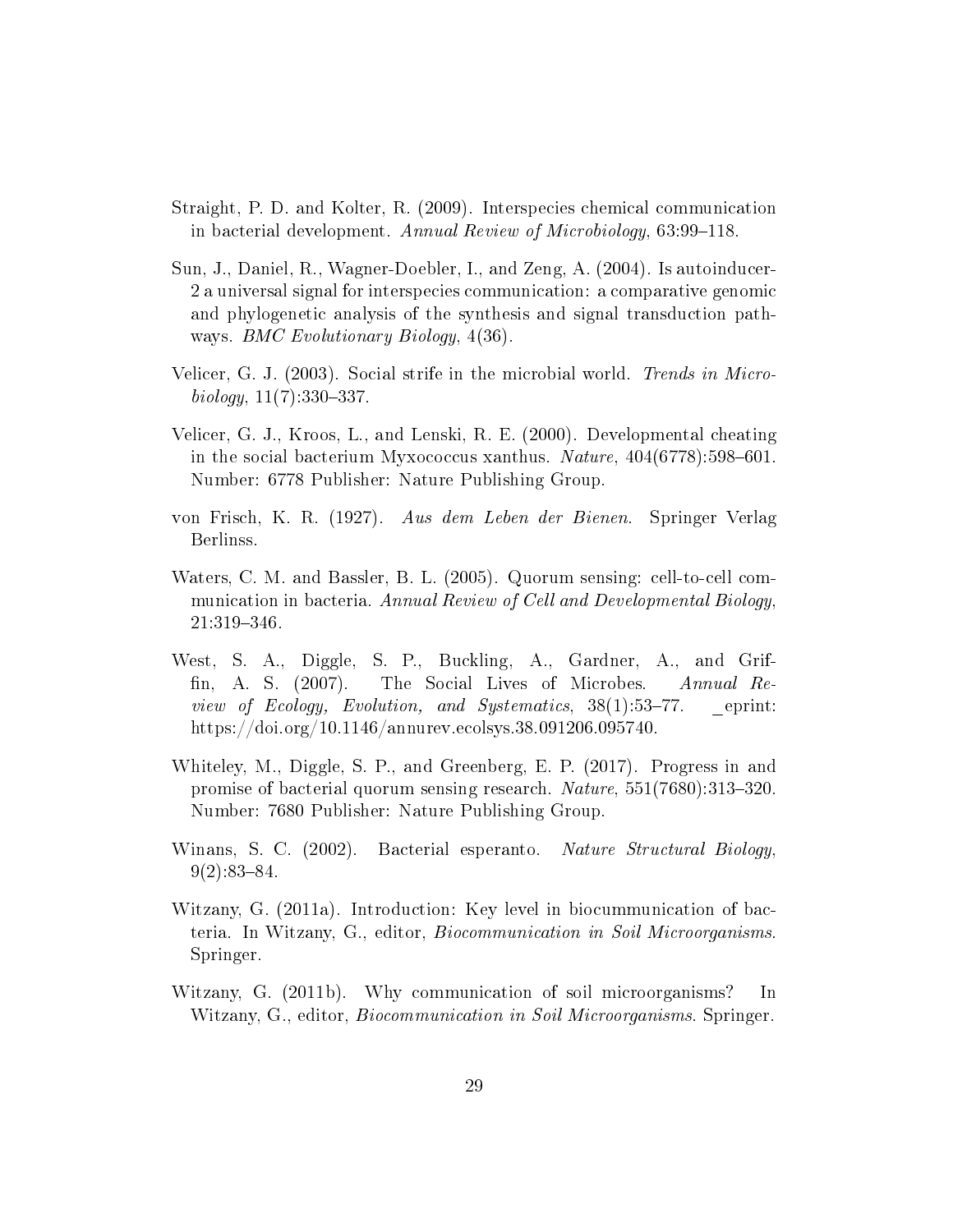Straight, P. D. and Kolter, R. (2009). Interspecies chemical communication in bacterial development. *Annual Review of Microbiology*, 63:99–118.

Sun, J., Daniel, R., Wagner-Doebler, I., and Zeng, A. (2004). Is autoinducer-2 a universal signal for interspecies communication: a comparative genomic and phylogenetic analysis of the synthesis and signal transduction pathways. *BMC Evolutionary Biology*, 4(36).

Velicer, G. J. (2003). Social strife in the microbial world. *Trends in Microbiology*, 11(7):330–337.

Velicer, G. J., Kroos, L., and Lenski, R. E. (2000). Developmental cheating in the social bacterium Myxococcus xanthus. *Nature*, 404(6778):598–601. Number: 6778 Publisher: Nature Publishing Group.

von Frisch, K. R. (1927). *Aus dem Leben der Bienen*. Springer Verlag Berlinss.

Waters, C. M. and Bassler, B. L. (2005). Quorum sensing: cell-to-cell communication in bacteria. *Annual Review of Cell and Developmental Biology*, 21:319–346.

West, S. A., Diggle, S. P., Buckling, A., Gardner, A., and Griffin, A. S. (2007). The Social Lives of Microbes. *Annual Review of Ecology, Evolution, and Systematics*, 38(1):53–77. _eprint: https://doi.org/10.1146/annurev.ecolsys.38.091206.095740.

Whiteley, M., Diggle, S. P., and Greenberg, E. P. (2017). Progress in and promise of bacterial quorum sensing research. *Nature*, 551(7680):313–320. Number: 7680 Publisher: Nature Publishing Group.

Winans, S. C. (2002). Bacterial esperanto. *Nature Structural Biology*, 9(2):83–84.

Witzany, G. (2011a). Introduction: Key level in biocummunication of bacteria. In Witzany, G., editor, *Biocommunication in Soil Microorganisms*. Springer.

Witzany, G. (2011b). Why communication of soil microorganisms? In Witzany, G., editor, *Biocommunication in Soil Microorganisms*. Springer.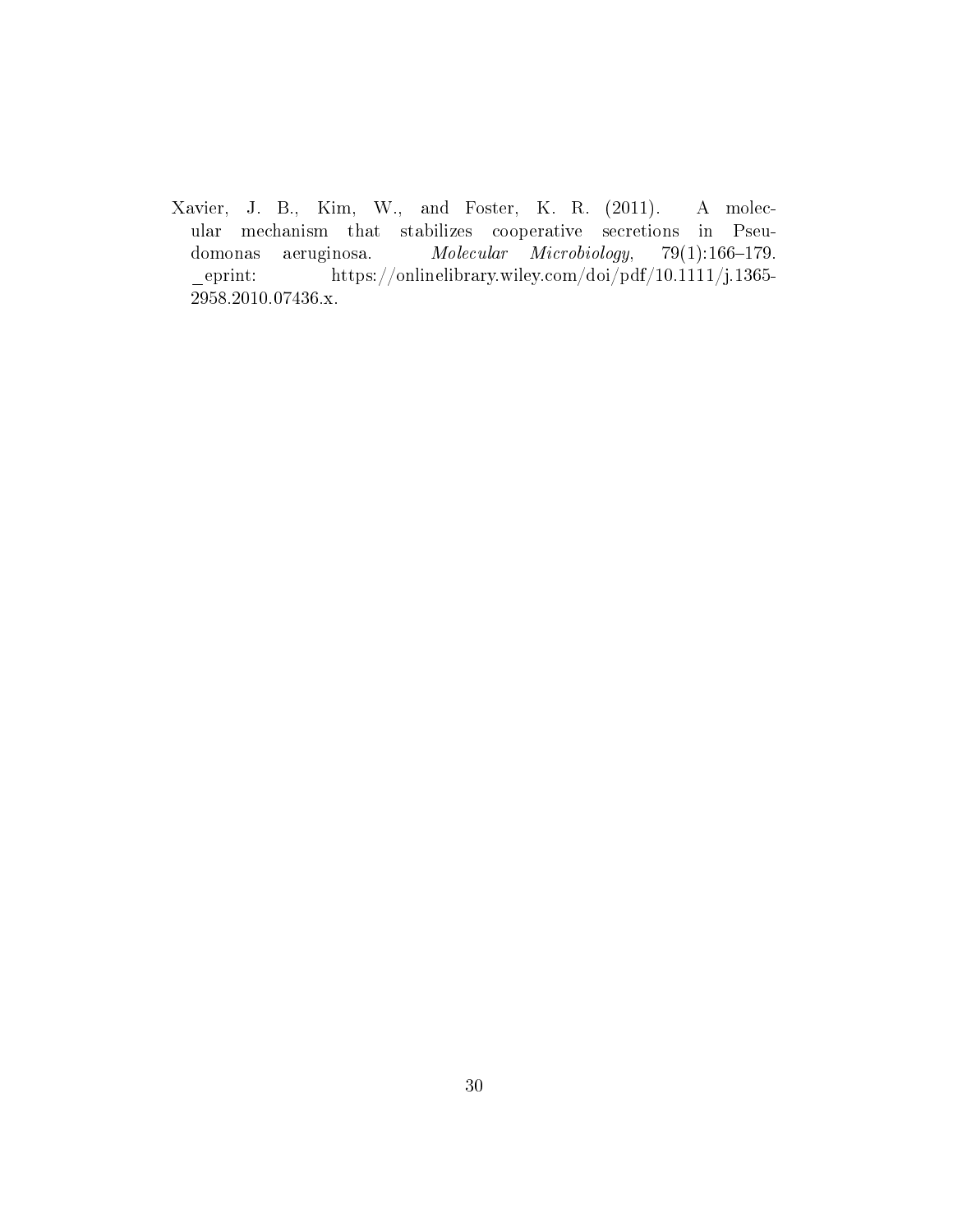Xavier, J. B., Kim, W., and Foster, K. R. (2011). A molecular mechanism that stabilizes cooperative secretions in Pseudomonas aeruginosa. *Molecular Microbiology*, 79(1):166–179. _eprint: https://onlinelibrary.wiley.com/doi/pdf/10.1111/j.1365-2958.2010.07436.x.